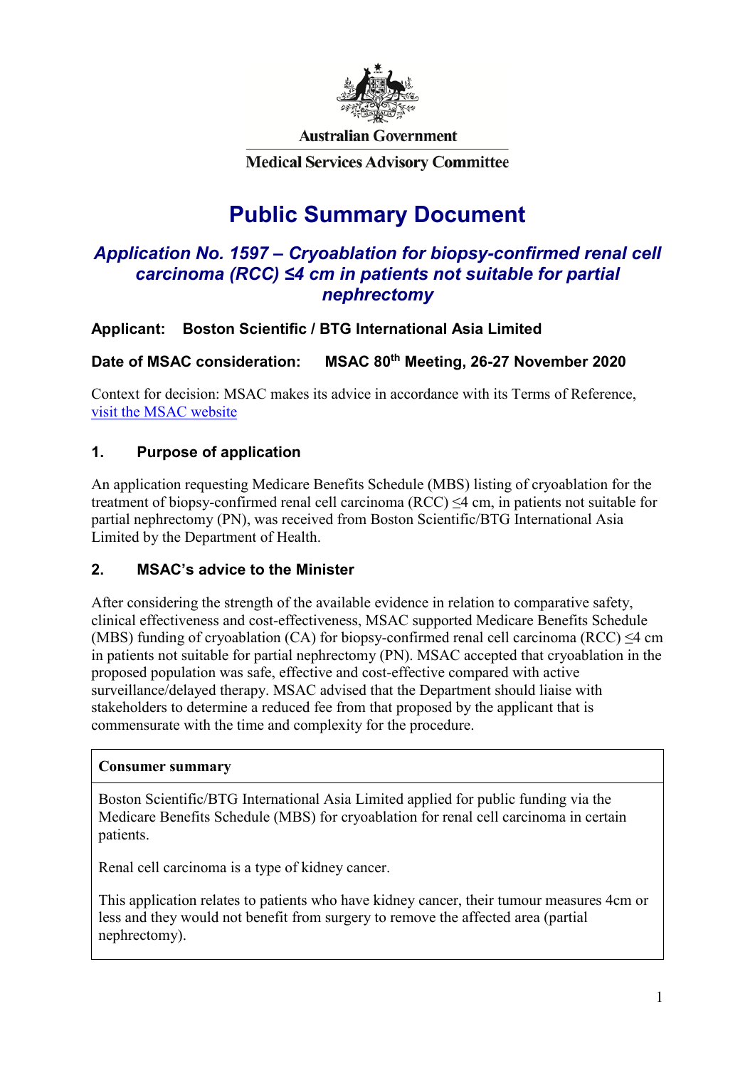Australian Government

Medical Services Advisory Committee

# Public Summary Document

## *Application No. 1597 – Cryoablation for biopsy-confirmed renal cell carcinoma (RCC) ≤4 cm in patients not suitable for partial nephrectomy*

**Applicant: Boston Scientific / BTG International Asia Limited**

**Date of MSAC consideration: MSAC 80th Meeting, 26-27 November 2020**

Context for decision: MSAC makes its advice in accordance with its Terms of Reference, visit the MSAC website

## 1. Purpose of application

An application requesting Medicare Benefits Schedule (MBS) listing of cryoablation for the treatment of biopsy-confirmed renal cell carcinoma (RCC) ≤4 cm, in patients not suitable for partial nephrectomy (PN), was received from Boston Scientific/BTG International Asia Limited by the Department of Health.

## 2. MSAC's advice to the Minister

After considering the strength of the available evidence in relation to comparative safety, clinical effectiveness and cost-effectiveness, MSAC supported Medicare Benefits Schedule (MBS) funding of cryoablation (CA) for biopsy-confirmed renal cell carcinoma (RCC) ≤4 cm in patients not suitable for partial nephrectomy (PN). MSAC accepted that cryoablation in the proposed population was safe, effective and cost-effective compared with active surveillance/delayed therapy. MSAC advised that the Department should liaise with stakeholders to determine a reduced fee from that proposed by the applicant that is commensurate with the time and complexity for the procedure.

| Consumer summary |
| --- |
| Boston Scientific/BTG International Asia Limited applied for public funding via the Medicare Benefits Schedule (MBS) for cryoablation for renal cell carcinoma in certain patients.<br><br>Renal cell carcinoma is a type of kidney cancer.<br><br>This application relates to patients who have kidney cancer, their tumour measures 4cm or less and they would not benefit from surgery to remove the affected area (partial nephrectomy). |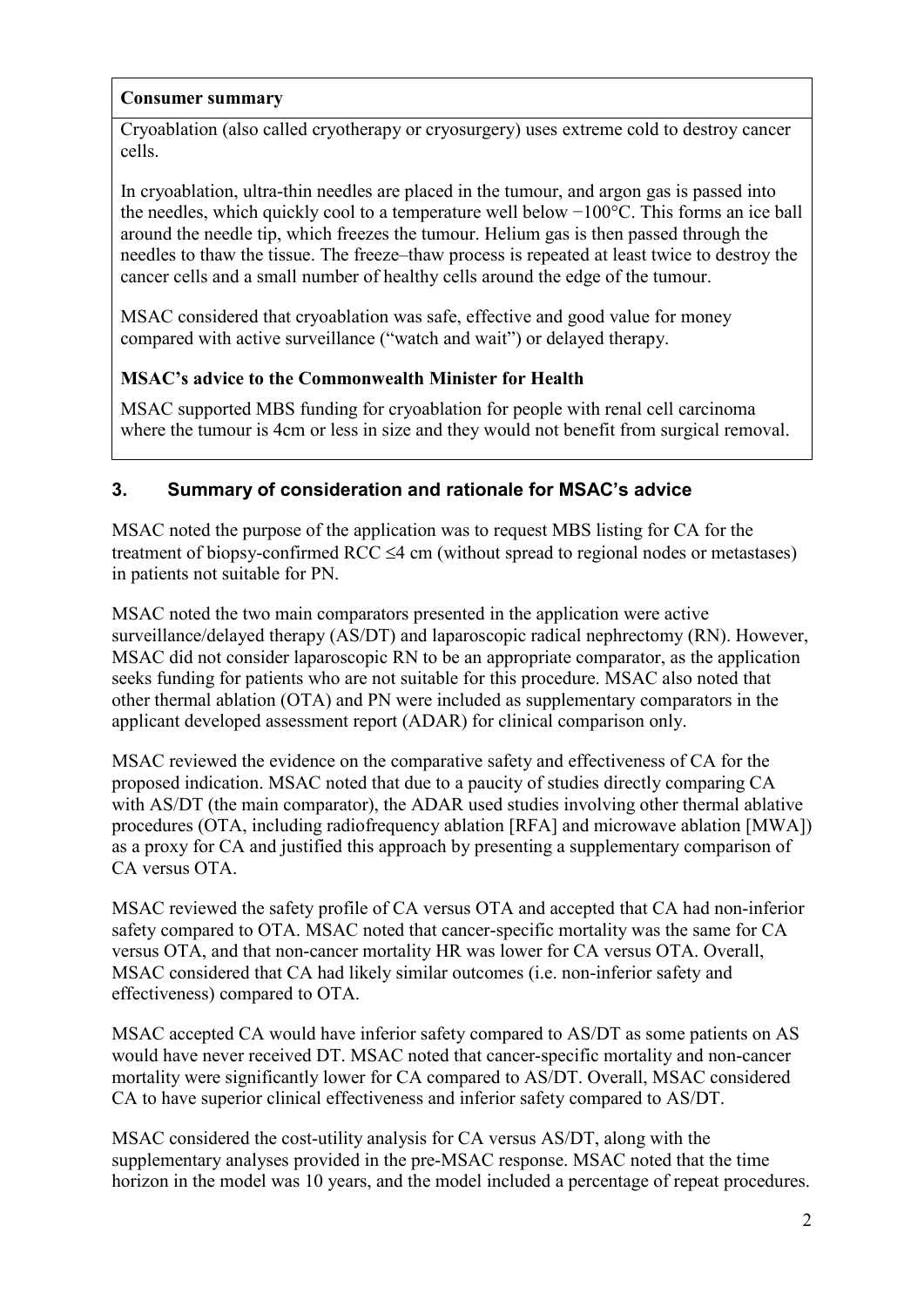**Consumer summary**

Cryoablation (also called cryotherapy or cryosurgery) uses extreme cold to destroy cancer cells.

In cryoablation, ultra-thin needles are placed in the tumour, and argon gas is passed into the needles, which quickly cool to a temperature well below −100°C. This forms an ice ball around the needle tip, which freezes the tumour. Helium gas is then passed through the needles to thaw the tissue. The freeze–thaw process is repeated at least twice to destroy the cancer cells and a small number of healthy cells around the edge of the tumour.

MSAC considered that cryoablation was safe, effective and good value for money compared with active surveillance ("watch and wait") or delayed therapy.

**MSAC's advice to the Commonwealth Minister for Health**

MSAC supported MBS funding for cryoablation for people with renal cell carcinoma where the tumour is 4cm or less in size and they would not benefit from surgical removal.

## 3. Summary of consideration and rationale for MSAC's advice

MSAC noted the purpose of the application was to request MBS listing for CA for the treatment of biopsy-confirmed RCC ≤4 cm (without spread to regional nodes or metastases) in patients not suitable for PN.

MSAC noted the two main comparators presented in the application were active surveillance/delayed therapy (AS/DT) and laparoscopic radical nephrectomy (RN). However, MSAC did not consider laparoscopic RN to be an appropriate comparator, as the application seeks funding for patients who are not suitable for this procedure. MSAC also noted that other thermal ablation (OTA) and PN were included as supplementary comparators in the applicant developed assessment report (ADAR) for clinical comparison only.

MSAC reviewed the evidence on the comparative safety and effectiveness of CA for the proposed indication. MSAC noted that due to a paucity of studies directly comparing CA with AS/DT (the main comparator), the ADAR used studies involving other thermal ablative procedures (OTA, including radiofrequency ablation [RFA] and microwave ablation [MWA]) as a proxy for CA and justified this approach by presenting a supplementary comparison of CA versus OTA.

MSAC reviewed the safety profile of CA versus OTA and accepted that CA had non-inferior safety compared to OTA. MSAC noted that cancer-specific mortality was the same for CA versus OTA, and that non-cancer mortality HR was lower for CA versus OTA. Overall, MSAC considered that CA had likely similar outcomes (i.e. non-inferior safety and effectiveness) compared to OTA.

MSAC accepted CA would have inferior safety compared to AS/DT as some patients on AS would have never received DT. MSAC noted that cancer-specific mortality and non-cancer mortality were significantly lower for CA compared to AS/DT. Overall, MSAC considered CA to have superior clinical effectiveness and inferior safety compared to AS/DT.

MSAC considered the cost-utility analysis for CA versus AS/DT, along with the supplementary analyses provided in the pre-MSAC response. MSAC noted that the time horizon in the model was 10 years, and the model included a percentage of repeat procedures.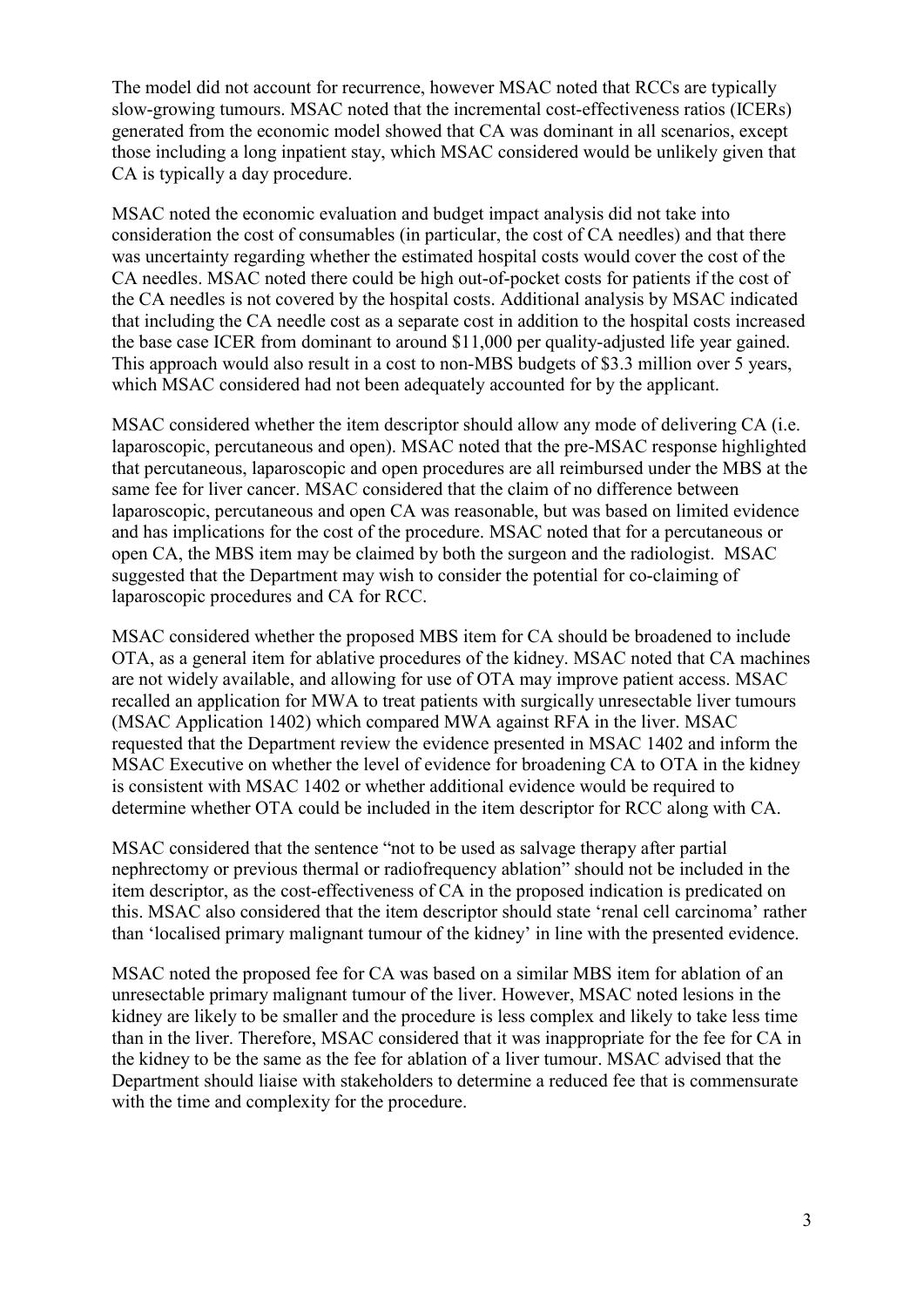The model did not account for recurrence, however MSAC noted that RCCs are typically slow-growing tumours. MSAC noted that the incremental cost-effectiveness ratios (ICERs) generated from the economic model showed that CA was dominant in all scenarios, except those including a long inpatient stay, which MSAC considered would be unlikely given that CA is typically a day procedure.

MSAC noted the economic evaluation and budget impact analysis did not take into consideration the cost of consumables (in particular, the cost of CA needles) and that there was uncertainty regarding whether the estimated hospital costs would cover the cost of the CA needles. MSAC noted there could be high out-of-pocket costs for patients if the cost of the CA needles is not covered by the hospital costs. Additional analysis by MSAC indicated that including the CA needle cost as a separate cost in addition to the hospital costs increased the base case ICER from dominant to around $11,000 per quality-adjusted life year gained. This approach would also result in a cost to non-MBS budgets of $3.3 million over 5 years, which MSAC considered had not been adequately accounted for by the applicant.

MSAC considered whether the item descriptor should allow any mode of delivering CA (i.e. laparoscopic, percutaneous and open). MSAC noted that the pre-MSAC response highlighted that percutaneous, laparoscopic and open procedures are all reimbursed under the MBS at the same fee for liver cancer. MSAC considered that the claim of no difference between laparoscopic, percutaneous and open CA was reasonable, but was based on limited evidence and has implications for the cost of the procedure. MSAC noted that for a percutaneous or open CA, the MBS item may be claimed by both the surgeon and the radiologist. MSAC suggested that the Department may wish to consider the potential for co-claiming of laparoscopic procedures and CA for RCC.

MSAC considered whether the proposed MBS item for CA should be broadened to include OTA, as a general item for ablative procedures of the kidney. MSAC noted that CA machines are not widely available, and allowing for use of OTA may improve patient access. MSAC recalled an application for MWA to treat patients with surgically unresectable liver tumours (MSAC Application 1402) which compared MWA against RFA in the liver. MSAC requested that the Department review the evidence presented in MSAC 1402 and inform the MSAC Executive on whether the level of evidence for broadening CA to OTA in the kidney is consistent with MSAC 1402 or whether additional evidence would be required to determine whether OTA could be included in the item descriptor for RCC along with CA.

MSAC considered that the sentence "not to be used as salvage therapy after partial nephrectomy or previous thermal or radiofrequency ablation" should not be included in the item descriptor, as the cost-effectiveness of CA in the proposed indication is predicated on this. MSAC also considered that the item descriptor should state 'renal cell carcinoma' rather than 'localised primary malignant tumour of the kidney' in line with the presented evidence.

MSAC noted the proposed fee for CA was based on a similar MBS item for ablation of an unresectable primary malignant tumour of the liver. However, MSAC noted lesions in the kidney are likely to be smaller and the procedure is less complex and likely to take less time than in the liver. Therefore, MSAC considered that it was inappropriate for the fee for CA in the kidney to be the same as the fee for ablation of a liver tumour. MSAC advised that the Department should liaise with stakeholders to determine a reduced fee that is commensurate with the time and complexity for the procedure.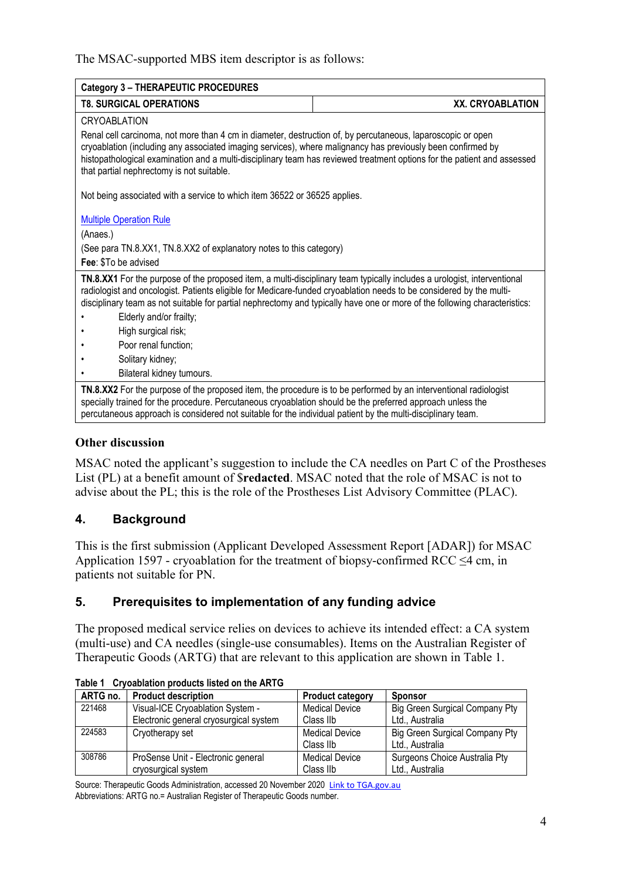The MSAC-supported MBS item descriptor is as follows:

| Category 3 – THERAPEUTIC PROCEDURES | |
|---|---|
| **T8. SURGICAL OPERATIONS** | **XX. CRYOABLATION** |
| CRYOABLATION<br><br>Renal cell carcinoma, not more than 4 cm in diameter, destruction of, by percutaneous, laparoscopic or open cryoablation (including any associated imaging services), where malignancy has previously been confirmed by histopathological examination and a multi-disciplinary team has reviewed treatment options for the patient and assessed that partial nephrectomy is not suitable.<br><br>Not being associated with a service to which item 36522 or 36525 applies.<br><br>Multiple Operation Rule<br><br>(Anaes.)<br><br>(See para TN.8.XX1, TN.8.XX2 of explanatory notes to this category)<br><br>**Fee**: $To be advised | |
| **TN.8.XX1** For the purpose of the proposed item, a multi-disciplinary team typically includes a urologist, interventional radiologist and oncologist. Patients eligible for Medicare-funded cryoablation needs to be considered by the multi-disciplinary team as not suitable for partial nephrectomy and typically have one or more of the following characteristics:<br>• Elderly and/or frailty;<br>• High surgical risk;<br>• Poor renal function;<br>• Solitary kidney;<br>• Bilateral kidney tumours. | |
| **TN.8.XX2** For the purpose of the proposed item, the procedure is to be performed by an interventional radiologist specially trained for the procedure. Percutaneous cryoablation should be the preferred approach unless the percutaneous approach is considered not suitable for the individual patient by the multi-disciplinary team. | |

### Other discussion

MSAC noted the applicant's suggestion to include the CA needles on Part C of the Prostheses List (PL) at a benefit amount of $**redacted**. MSAC noted that the role of MSAC is not to advise about the PL; this is the role of the Prostheses List Advisory Committee (PLAC).

## 4. Background

This is the first submission (Applicant Developed Assessment Report [ADAR]) for MSAC Application 1597 - cryoablation for the treatment of biopsy-confirmed RCC ≤4 cm, in patients not suitable for PN.

## 5. Prerequisites to implementation of any funding advice

The proposed medical service relies on devices to achieve its intended effect: a CA system (multi-use) and CA needles (single-use consumables). Items on the Australian Register of Therapeutic Goods (ARTG) that are relevant to this application are shown in Table 1.

**Table 1 Cryoablation products listed on the ARTG**

| ARTG no. | Product description | Product category | Sponsor |
|---|---|---|---|
| 221468 | Visual-ICE Cryoablation System - Electronic general cryosurgical system | Medical Device Class IIb | Big Green Surgical Company Pty Ltd., Australia |
| 224583 | Cryotherapy set | Medical Device Class IIb | Big Green Surgical Company Pty Ltd., Australia |
| 308786 | ProSense Unit - Electronic general cryosurgical system | Medical Device Class IIb | Surgeons Choice Australia Pty Ltd., Australia |

Source: Therapeutic Goods Administration, accessed 20 November 2020 Link to TGA.gov.au
Abbreviations: ARTG no.= Australian Register of Therapeutic Goods number.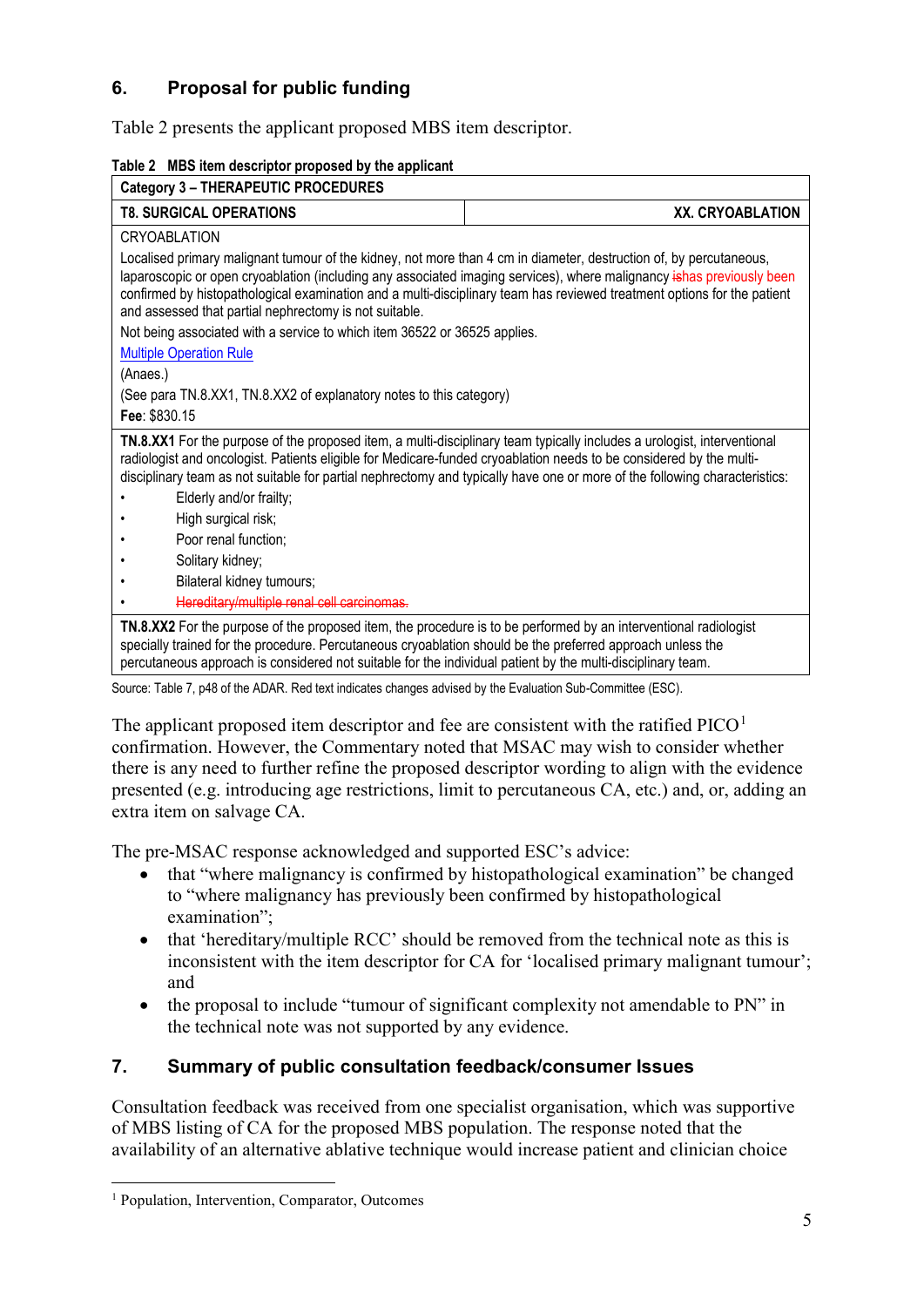## 6. Proposal for public funding

Table 2 presents the applicant proposed MBS item descriptor.

**Table 2 MBS item descriptor proposed by the applicant**

| **Category 3 – THERAPEUTIC PROCEDURES** | |
|---|---|
| **T8. SURGICAL OPERATIONS** | **XX. CRYOABLATION** |
| CRYOABLATION<br><br>Localised primary malignant tumour of the kidney, not more than 4 cm in diameter, destruction of, by percutaneous, laparoscopic or open cryoablation (including any associated imaging services), where malignancy ~~is~~has previously been confirmed by histopathological examination and a multi-disciplinary team has reviewed treatment options for the patient and assessed that partial nephrectomy is not suitable.<br><br>Not being associated with a service to which item 36522 or 36525 applies.<br><br>Multiple Operation Rule<br><br>(Anaes.)<br><br>(See para TN.8.XX1, TN.8.XX2 of explanatory notes to this category)<br><br>**Fee**: $830.15 | |
| **TN.8.XX1** For the purpose of the proposed item, a multi-disciplinary team typically includes a urologist, interventional radiologist and oncologist. Patients eligible for Medicare-funded cryoablation needs to be considered by the multi-disciplinary team as not suitable for partial nephrectomy and typically have one or more of the following characteristics:<br>• Elderly and/or frailty;<br>• High surgical risk;<br>• Poor renal function;<br>• Solitary kidney;<br>• Bilateral kidney tumours;<br>• ~~Hereditary/multiple renal cell carcinomas.~~ | |
| **TN.8.XX2** For the purpose of the proposed item, the procedure is to be performed by an interventional radiologist specially trained for the procedure. Percutaneous cryoablation should be the preferred approach unless the percutaneous approach is considered not suitable for the individual patient by the multi-disciplinary team. | |

Source: Table 7, p48 of the ADAR. Red text indicates changes advised by the Evaluation Sub-Committee (ESC).

The applicant proposed item descriptor and fee are consistent with the ratified PICO[1] confirmation. However, the Commentary noted that MSAC may wish to consider whether there is any need to further refine the proposed descriptor wording to align with the evidence presented (e.g. introducing age restrictions, limit to percutaneous CA, etc.) and, or, adding an extra item on salvage CA.

The pre-MSAC response acknowledged and supported ESC's advice:

- that "where malignancy is confirmed by histopathological examination" be changed to "where malignancy has previously been confirmed by histopathological examination";
- that 'hereditary/multiple RCC' should be removed from the technical note as this is inconsistent with the item descriptor for CA for 'localised primary malignant tumour'; and
- the proposal to include "tumour of significant complexity not amendable to PN" in the technical note was not supported by any evidence.

## 7. Summary of public consultation feedback/consumer Issues

Consultation feedback was received from one specialist organisation, which was supportive of MBS listing of CA for the proposed MBS population. The response noted that the availability of an alternative ablative technique would increase patient and clinician choice

[1] Population, Intervention, Comparator, Outcomes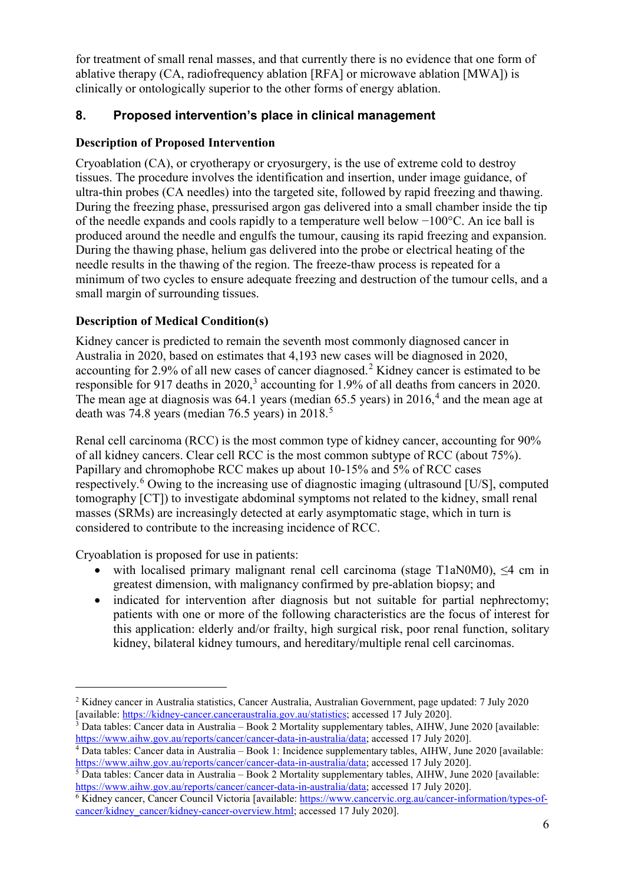for treatment of small renal masses, and that currently there is no evidence that one form of ablative therapy (CA, radiofrequency ablation [RFA] or microwave ablation [MWA]) is clinically or ontologically superior to the other forms of energy ablation.

## 8. Proposed intervention's place in clinical management

**Description of Proposed Intervention**

Cryoablation (CA), or cryotherapy or cryosurgery, is the use of extreme cold to destroy tissues. The procedure involves the identification and insertion, under image guidance, of ultra-thin probes (CA needles) into the targeted site, followed by rapid freezing and thawing. During the freezing phase, pressurised argon gas delivered into a small chamber inside the tip of the needle expands and cools rapidly to a temperature well below −100°C. An ice ball is produced around the needle and engulfs the tumour, causing its rapid freezing and expansion. During the thawing phase, helium gas delivered into the probe or electrical heating of the needle results in the thawing of the region. The freeze-thaw process is repeated for a minimum of two cycles to ensure adequate freezing and destruction of the tumour cells, and a small margin of surrounding tissues.

**Description of Medical Condition(s)**

Kidney cancer is predicted to remain the seventh most commonly diagnosed cancer in Australia in 2020, based on estimates that 4,193 new cases will be diagnosed in 2020, accounting for 2.9% of all new cases of cancer diagnosed.[2] Kidney cancer is estimated to be responsible for 917 deaths in 2020,[3] accounting for 1.9% of all deaths from cancers in 2020. The mean age at diagnosis was 64.1 years (median 65.5 years) in 2016,[4] and the mean age at death was 74.8 years (median 76.5 years) in 2018.[5]

Renal cell carcinoma (RCC) is the most common type of kidney cancer, accounting for 90% of all kidney cancers. Clear cell RCC is the most common subtype of RCC (about 75%). Papillary and chromophobe RCC makes up about 10-15% and 5% of RCC cases respectively.[6] Owing to the increasing use of diagnostic imaging (ultrasound [U/S], computed tomography [CT]) to investigate abdominal symptoms not related to the kidney, small renal masses (SRMs) are increasingly detected at early asymptomatic stage, which in turn is considered to contribute to the increasing incidence of RCC.

Cryoablation is proposed for use in patients:

- with localised primary malignant renal cell carcinoma (stage T1aN0M0), ≤4 cm in greatest dimension, with malignancy confirmed by pre-ablation biopsy; and
- indicated for intervention after diagnosis but not suitable for partial nephrectomy; patients with one or more of the following characteristics are the focus of interest for this application: elderly and/or frailty, high surgical risk, poor renal function, solitary kidney, bilateral kidney tumours, and hereditary/multiple renal cell carcinomas.

---

[2] Kidney cancer in Australia statistics, Cancer Australia, Australian Government, page updated: 7 July 2020 [available: https://kidney-cancer.canceraustralia.gov.au/statistics; accessed 17 July 2020].

[3] Data tables: Cancer data in Australia – Book 2 Mortality supplementary tables, AIHW, June 2020 [available: https://www.aihw.gov.au/reports/cancer/cancer-data-in-australia/data; accessed 17 July 2020].

[4] Data tables: Cancer data in Australia – Book 1: Incidence supplementary tables, AIHW, June 2020 [available: https://www.aihw.gov.au/reports/cancer/cancer-data-in-australia/data; accessed 17 July 2020].

[5] Data tables: Cancer data in Australia – Book 2 Mortality supplementary tables, AIHW, June 2020 [available: https://www.aihw.gov.au/reports/cancer/cancer-data-in-australia/data; accessed 17 July 2020].

[6] Kidney cancer, Cancer Council Victoria [available: https://www.cancervic.org.au/cancer-information/types-of-cancer/kidney_cancer/kidney-cancer-overview.html; accessed 17 July 2020].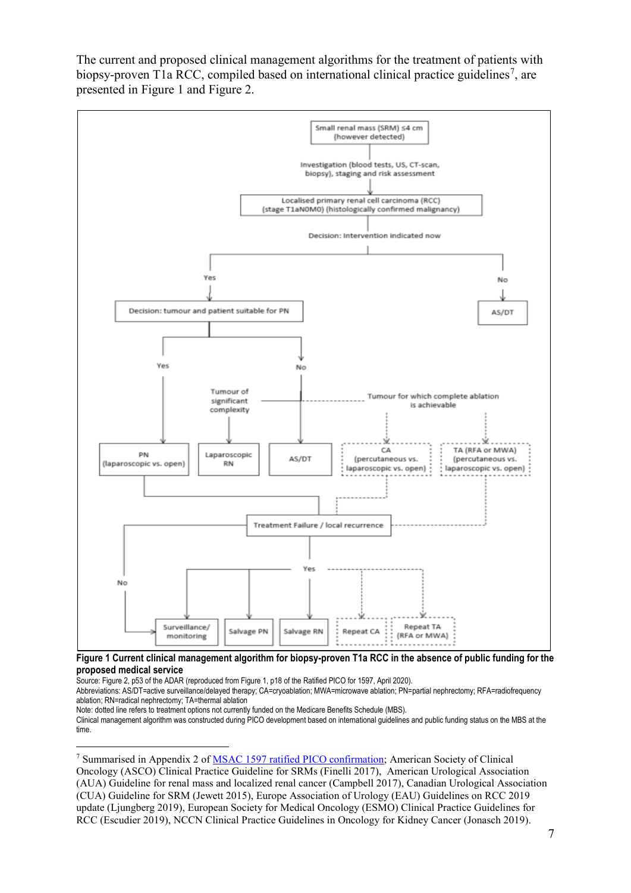The current and proposed clinical management algorithms for the treatment of patients with biopsy-proven T1a RCC, compiled based on international clinical practice guidelines[7], are presented in Figure 1 and Figure 2.

**Figure 1 Current clinical management algorithm for biopsy-proven T1a RCC in the absence of public funding for the proposed medical service**

Source: Figure 2, p53 of the ADAR (reproduced from Figure 1, p18 of the Ratified PICO for 1597, April 2020).

Abbreviations: AS/DT=active surveillance/delayed therapy; CA=cryoablation; MWA=microwave ablation; PN=partial nephrectomy; RFA=radiofrequency ablation; RN=radical nephrectomy; TA=thermal ablation

Note: dotted line refers to treatment options not currently funded on the Medicare Benefits Schedule (MBS).

Clinical management algorithm was constructed during PICO development based on international guidelines and public funding status on the MBS at the time.

---

[7] Summarised in Appendix 2 of MSAC 1597 ratified PICO confirmation; American Society of Clinical Oncology (ASCO) Clinical Practice Guideline for SRMs (Finelli 2017), American Urological Association (AUA) Guideline for renal mass and localized renal cancer (Campbell 2017), Canadian Urological Association (CUA) Guideline for SRM (Jewett 2015), Europe Association of Urology (EAU) Guidelines on RCC 2019 update (Ljungberg 2019), European Society for Medical Oncology (ESMO) Clinical Practice Guidelines for RCC (Escudier 2019), NCCN Clinical Practice Guidelines in Oncology for Kidney Cancer (Jonasch 2019).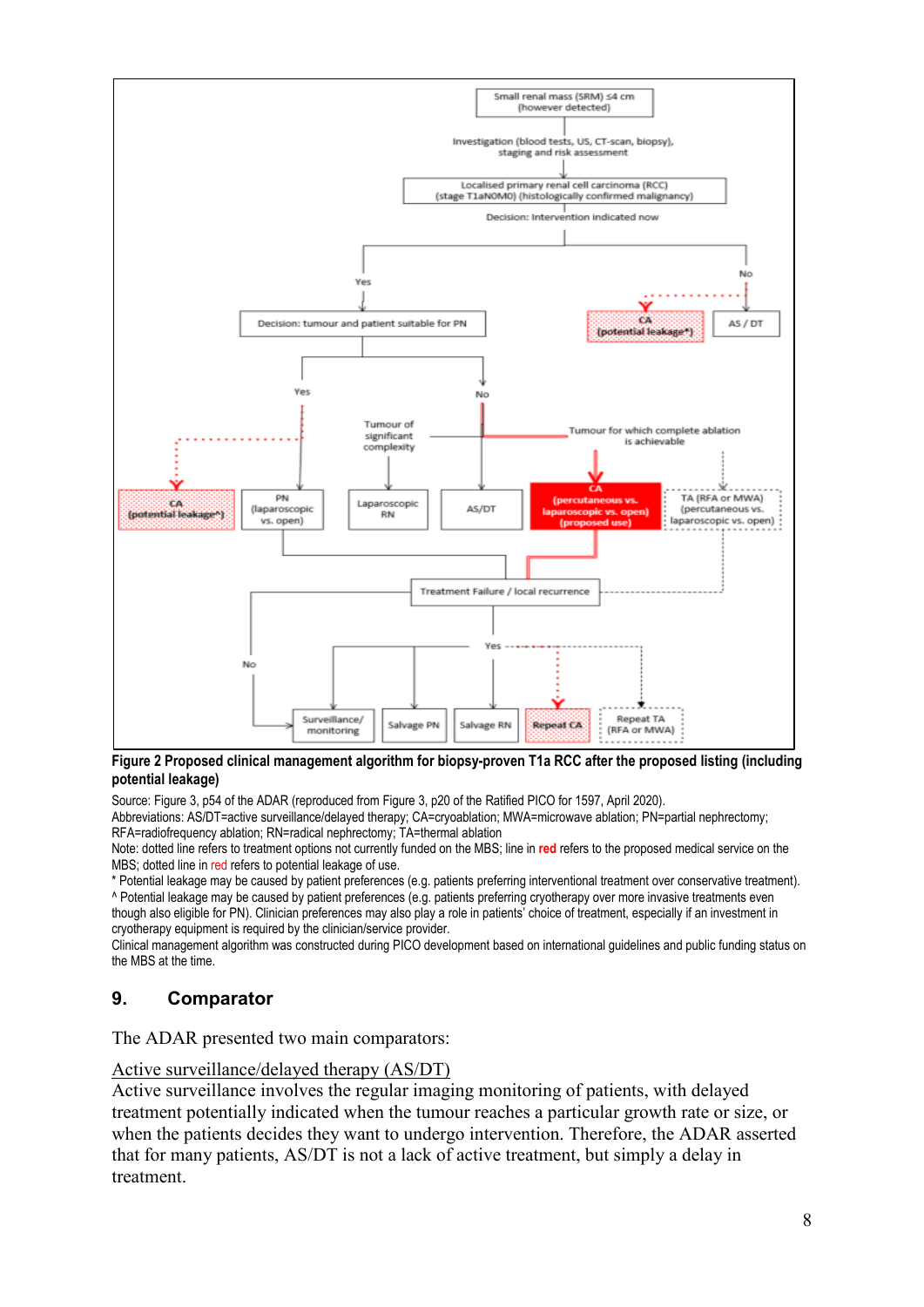**Figure 2 Proposed clinical management algorithm for biopsy-proven T1a RCC after the proposed listing (including potential leakage)**

Source: Figure 3, p54 of the ADAR (reproduced from Figure 3, p20 of the Ratified PICO for 1597, April 2020).

Abbreviations: AS/DT=active surveillance/delayed therapy; CA=cryoablation; MWA=microwave ablation; PN=partial nephrectomy; RFA=radiofrequency ablation; RN=radical nephrectomy; TA=thermal ablation

Note: dotted line refers to treatment options not currently funded on the MBS; line in **red** refers to the proposed medical service on the MBS; dotted line in red refers to potential leakage of use.

\* Potential leakage may be caused by patient preferences (e.g. patients preferring interventional treatment over conservative treatment).

^ Potential leakage may be caused by patient preferences (e.g. patients preferring cryotherapy over more invasive treatments even though also eligible for PN). Clinician preferences may also play a role in patients' choice of treatment, especially if an investment in cryotherapy equipment is required by the clinician/service provider.

Clinical management algorithm was constructed during PICO development based on international guidelines and public funding status on the MBS at the time.

## 9. Comparator

The ADAR presented two main comparators:

Active surveillance/delayed therapy (AS/DT)

Active surveillance involves the regular imaging monitoring of patients, with delayed treatment potentially indicated when the tumour reaches a particular growth rate or size, or when the patients decides they want to undergo intervention. Therefore, the ADAR asserted that for many patients, AS/DT is not a lack of active treatment, but simply a delay in treatment.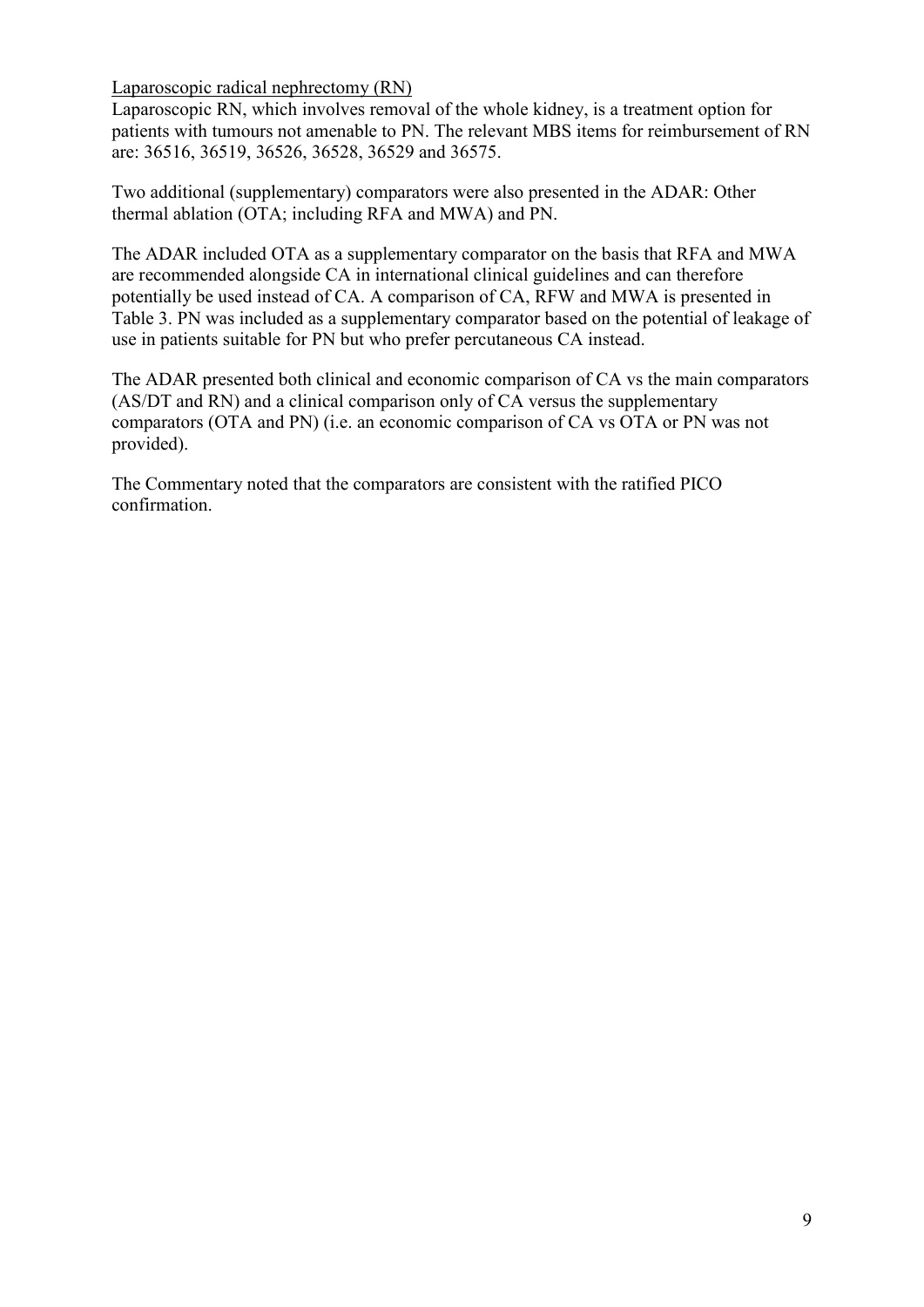Laparoscopic radical nephrectomy (RN)

Laparoscopic RN, which involves removal of the whole kidney, is a treatment option for patients with tumours not amenable to PN. The relevant MBS items for reimbursement of RN are: 36516, 36519, 36526, 36528, 36529 and 36575.

Two additional (supplementary) comparators were also presented in the ADAR: Other thermal ablation (OTA; including RFA and MWA) and PN.

The ADAR included OTA as a supplementary comparator on the basis that RFA and MWA are recommended alongside CA in international clinical guidelines and can therefore potentially be used instead of CA. A comparison of CA, RFW and MWA is presented in Table 3. PN was included as a supplementary comparator based on the potential of leakage of use in patients suitable for PN but who prefer percutaneous CA instead.

The ADAR presented both clinical and economic comparison of CA vs the main comparators (AS/DT and RN) and a clinical comparison only of CA versus the supplementary comparators (OTA and PN) (i.e. an economic comparison of CA vs OTA or PN was not provided).

The Commentary noted that the comparators are consistent with the ratified PICO confirmation.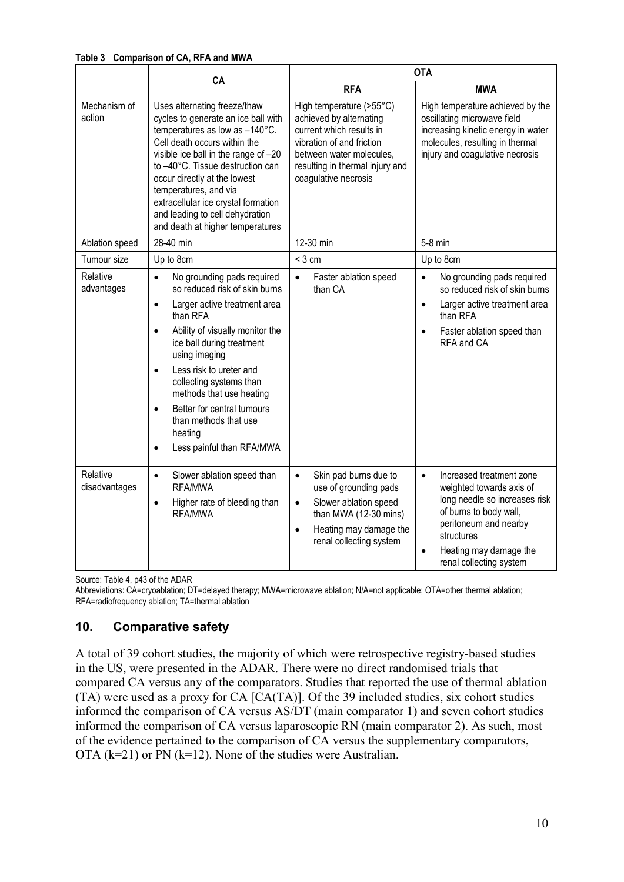**Table 3 Comparison of CA, RFA and MWA**

| | CA | OTA | |
|---|---|---|---|
| | | RFA | MWA |
| Mechanism of action | Uses alternating freeze/thaw cycles to generate an ice ball with temperatures as low as –140°C. Cell death occurs within the visible ice ball in the range of –20 to –40°C. Tissue destruction can occur directly at the lowest temperatures, and via extracellular ice crystal formation and leading to cell dehydration and death at higher temperatures | High temperature (>55°C) achieved by alternating current which results in vibration of and friction between water molecules, resulting in thermal injury and coagulative necrosis | High temperature achieved by the oscillating microwave field increasing kinetic energy in water molecules, resulting in thermal injury and coagulative necrosis |
| Ablation speed | 28-40 min | 12-30 min | 5-8 min |
| Tumour size | Up to 8cm | < 3 cm | Up to 8cm |
| Relative advantages | • No grounding pads required so reduced risk of skin burns<br>• Larger active treatment area than RFA<br>• Ability of visually monitor the ice ball during treatment using imaging<br>• Less risk to ureter and collecting systems than methods that use heating<br>• Better for central tumours than methods that use heating<br>• Less painful than RFA/MWA | • Faster ablation speed than CA | • No grounding pads required so reduced risk of skin burns<br>• Larger active treatment area than RFA<br>• Faster ablation speed than RFA and CA |
| Relative disadvantages | • Slower ablation speed than RFA/MWA<br>• Higher rate of bleeding than RFA/MWA | • Skin pad burns due to use of grounding pads<br>• Slower ablation speed than MWA (12-30 mins)<br>• Heating may damage the renal collecting system | • Increased treatment zone weighted towards axis of long needle so increases risk of burns to body wall, peritoneum and nearby structures<br>• Heating may damage the renal collecting system |

Source: Table 4, p43 of the ADAR

Abbreviations: CA=cryoablation; DT=delayed therapy; MWA=microwave ablation; N/A=not applicable; OTA=other thermal ablation; RFA=radiofrequency ablation; TA=thermal ablation

## 10. Comparative safety

A total of 39 cohort studies, the majority of which were retrospective registry-based studies in the US, were presented in the ADAR. There were no direct randomised trials that compared CA versus any of the comparators. Studies that reported the use of thermal ablation (TA) were used as a proxy for CA [CA(TA)]. Of the 39 included studies, six cohort studies informed the comparison of CA versus AS/DT (main comparator 1) and seven cohort studies informed the comparison of CA versus laparoscopic RN (main comparator 2). As such, most of the evidence pertained to the comparison of CA versus the supplementary comparators, OTA (k=21) or PN (k=12). None of the studies were Australian.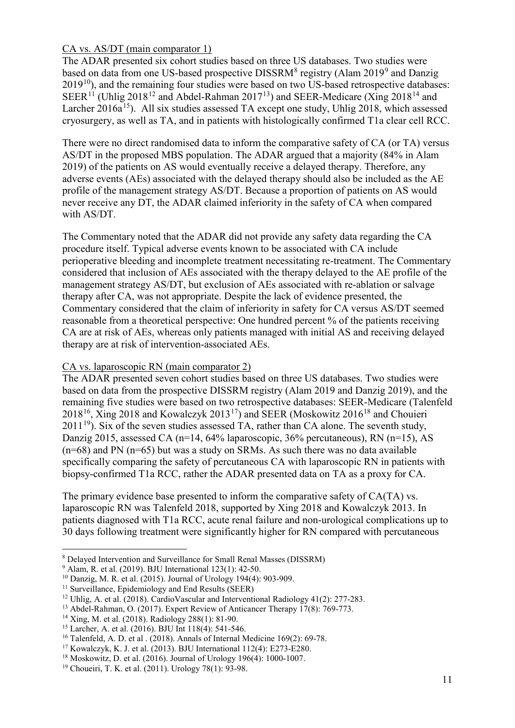CA vs. AS/DT (main comparator 1)

The ADAR presented six cohort studies based on three US databases. Two studies were based on data from one US-based prospective DISSRM[8] registry (Alam 2019[9] and Danzig 2019[10]), and the remaining four studies were based on two US-based retrospective databases: SEER[11] (Uhlig 2018[12] and Abdel-Rahman 2017[13]) and SEER-Medicare (Xing 2018[14] and Larcher 2016a[15]). All six studies assessed TA except one study, Uhlig 2018, which assessed cryosurgery, as well as TA, and in patients with histologically confirmed T1a clear cell RCC.

There were no direct randomised data to inform the comparative safety of CA (or TA) versus AS/DT in the proposed MBS population. The ADAR argued that a majority (84% in Alam 2019) of the patients on AS would eventually receive a delayed therapy. Therefore, any adverse events (AEs) associated with the delayed therapy should also be included as the AE profile of the management strategy AS/DT. Because a proportion of patients on AS would never receive any DT, the ADAR claimed inferiority in the safety of CA when compared with AS/DT.

The Commentary noted that the ADAR did not provide any safety data regarding the CA procedure itself. Typical adverse events known to be associated with CA include perioperative bleeding and incomplete treatment necessitating re-treatment. The Commentary considered that inclusion of AEs associated with the therapy delayed to the AE profile of the management strategy AS/DT, but exclusion of AEs associated with re-ablation or salvage therapy after CA, was not appropriate. Despite the lack of evidence presented, the Commentary considered that the claim of inferiority in safety for CA versus AS/DT seemed reasonable from a theoretical perspective: One hundred percent % of the patients receiving CA are at risk of AEs, whereas only patients managed with initial AS and receiving delayed therapy are at risk of intervention-associated AEs.

CA vs. laparoscopic RN (main comparator 2)

The ADAR presented seven cohort studies based on three US databases. Two studies were based on data from the prospective DISSRM registry (Alam 2019 and Danzig 2019), and the remaining five studies were based on two retrospective databases: SEER-Medicare (Talenfeld 2018[16], Xing 2018 and Kowalczyk 2013[17]) and SEER (Moskowitz 2016[18] and Chouieri 2011[19]). Six of the seven studies assessed TA, rather than CA alone. The seventh study, Danzig 2015, assessed CA (n=14, 64% laparoscopic, 36% percutaneous), RN (n=15), AS (n=68) and PN (n=65) but was a study on SRMs. As such there was no data available specifically comparing the safety of percutaneous CA with laparoscopic RN in patients with biopsy-confirmed T1a RCC, rather the ADAR presented data on TA as a proxy for CA.

The primary evidence base presented to inform the comparative safety of CA(TA) vs. laparoscopic RN was Talenfeld 2018, supported by Xing 2018 and Kowalczyk 2013. In patients diagnosed with T1a RCC, acute renal failure and non-urological complications up to 30 days following treatment were significantly higher for RN compared with percutaneous

---

[8] Delayed Intervention and Surveillance for Small Renal Masses (DISSRM)

[9] Alam, R. et al. (2019). BJU International 123(1): 42-50.

[10] Danzig, M. R. et al. (2015). Journal of Urology 194(4): 903-909.

[11] Surveillance, Epidemiology and End Results (SEER)

[12] Uhlig, A. et al. (2018). CardioVascular and Interventional Radiology 41(2): 277-283.

[13] Abdel-Rahman, O. (2017). Expert Review of Anticancer Therapy 17(8): 769-773.

[14] Xing, M. et al. (2018). Radiology 288(1): 81-90.

[15] Larcher, A. et al. (2016). BJU Int 118(4): 541-546.

[16] Talenfeld, A. D. et al . (2018). Annals of Internal Medicine 169(2): 69-78.

[17] Kowalczyk, K. J. et al. (2013). BJU International 112(4): E273-E280.

[18] Moskowitz, D. et al. (2016). Journal of Urology 196(4): 1000-1007.

[19] Choueiri, T. K. et al. (2011). Urology 78(1): 93-98.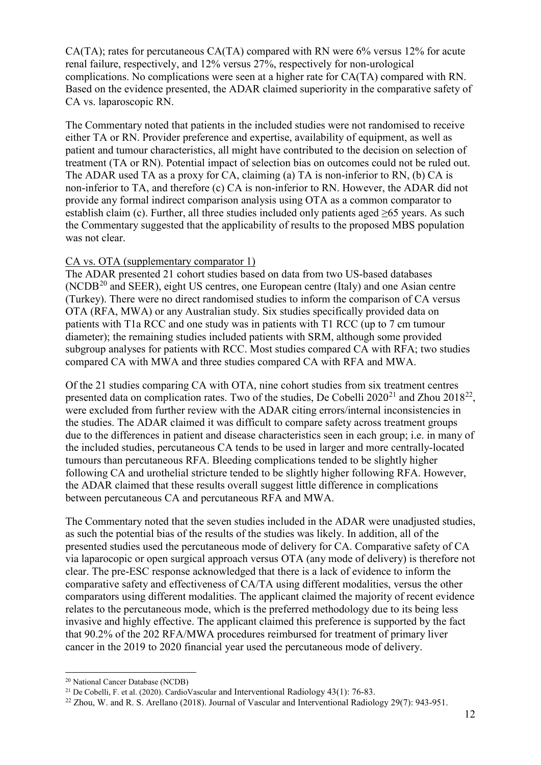CA(TA); rates for percutaneous CA(TA) compared with RN were 6% versus 12% for acute renal failure, respectively, and 12% versus 27%, respectively for non-urological complications. No complications were seen at a higher rate for CA(TA) compared with RN. Based on the evidence presented, the ADAR claimed superiority in the comparative safety of CA vs. laparoscopic RN.

The Commentary noted that patients in the included studies were not randomised to receive either TA or RN. Provider preference and expertise, availability of equipment, as well as patient and tumour characteristics, all might have contributed to the decision on selection of treatment (TA or RN). Potential impact of selection bias on outcomes could not be ruled out. The ADAR used TA as a proxy for CA, claiming (a) TA is non-inferior to RN, (b) CA is non-inferior to TA, and therefore (c) CA is non-inferior to RN. However, the ADAR did not provide any formal indirect comparison analysis using OTA as a common comparator to establish claim (c). Further, all three studies included only patients aged ≥65 years. As such the Commentary suggested that the applicability of results to the proposed MBS population was not clear.

CA vs. OTA (supplementary comparator 1)

The ADAR presented 21 cohort studies based on data from two US-based databases (NCDB[20] and SEER), eight US centres, one European centre (Italy) and one Asian centre (Turkey). There were no direct randomised studies to inform the comparison of CA versus OTA (RFA, MWA) or any Australian study. Six studies specifically provided data on patients with T1a RCC and one study was in patients with T1 RCC (up to 7 cm tumour diameter); the remaining studies included patients with SRM, although some provided subgroup analyses for patients with RCC. Most studies compared CA with RFA; two studies compared CA with MWA and three studies compared CA with RFA and MWA.

Of the 21 studies comparing CA with OTA, nine cohort studies from six treatment centres presented data on complication rates. Two of the studies, De Cobelli 2020[21] and Zhou 2018[22], were excluded from further review with the ADAR citing errors/internal inconsistencies in the studies. The ADAR claimed it was difficult to compare safety across treatment groups due to the differences in patient and disease characteristics seen in each group; i.e. in many of the included studies, percutaneous CA tends to be used in larger and more centrally-located tumours than percutaneous RFA. Bleeding complications tended to be slightly higher following CA and urothelial stricture tended to be slightly higher following RFA. However, the ADAR claimed that these results overall suggest little difference in complications between percutaneous CA and percutaneous RFA and MWA.

The Commentary noted that the seven studies included in the ADAR were unadjusted studies, as such the potential bias of the results of the studies was likely. In addition, all of the presented studies used the percutaneous mode of delivery for CA. Comparative safety of CA via laparocopic or open surgical approach versus OTA (any mode of delivery) is therefore not clear. The pre-ESC response acknowledged that there is a lack of evidence to inform the comparative safety and effectiveness of CA/TA using different modalities, versus the other comparators using different modalities. The applicant claimed the majority of recent evidence relates to the percutaneous mode, which is the preferred methodology due to its being less invasive and highly effective. The applicant claimed this preference is supported by the fact that 90.2% of the 202 RFA/MWA procedures reimbursed for treatment of primary liver cancer in the 2019 to 2020 financial year used the percutaneous mode of delivery.

[20] National Cancer Database (NCDB)

[21] De Cobelli, F. et al. (2020). CardioVascular and Interventional Radiology 43(1): 76-83.

[22] Zhou, W. and R. S. Arellano (2018). Journal of Vascular and Interventional Radiology 29(7): 943-951.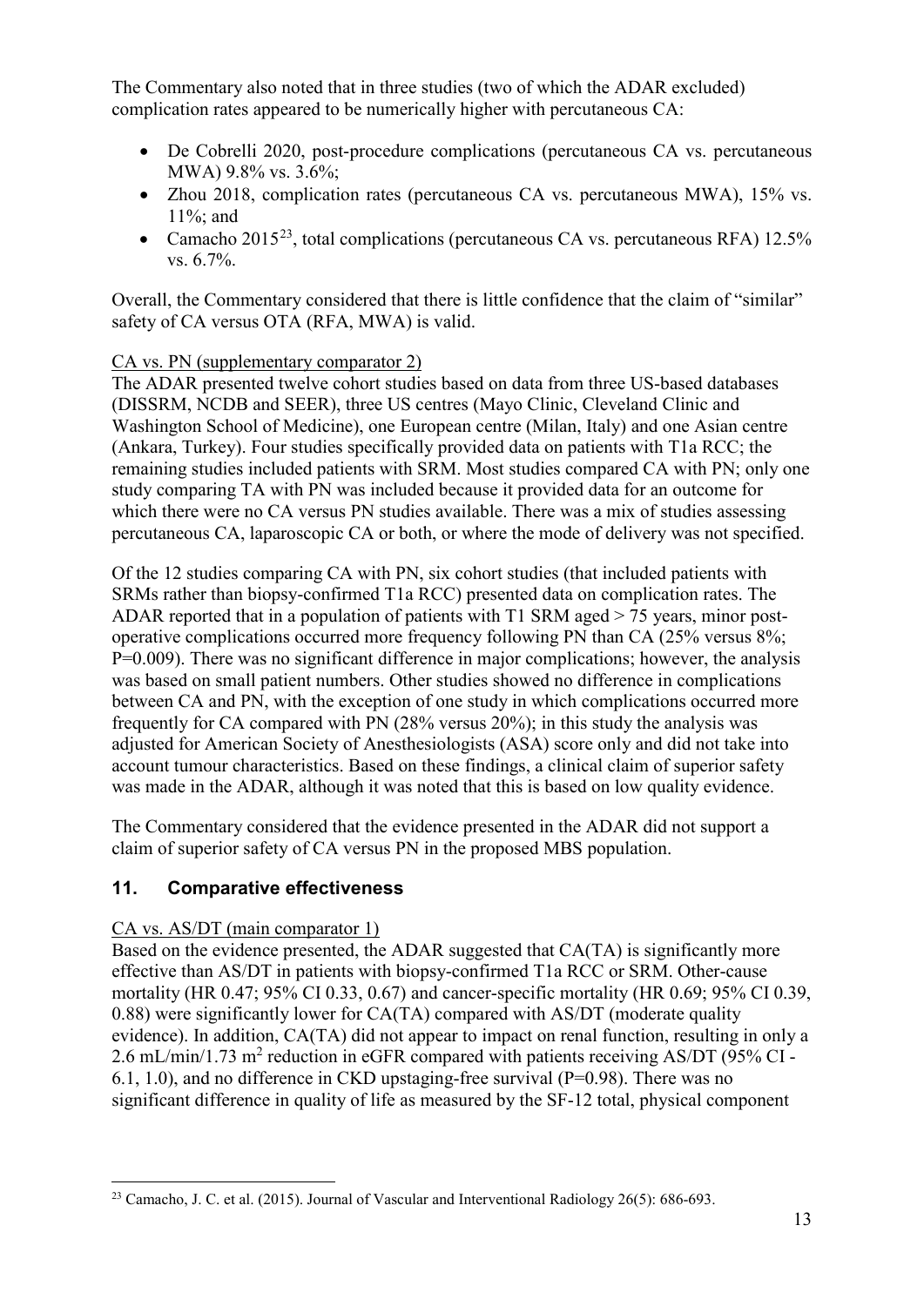The Commentary also noted that in three studies (two of which the ADAR excluded) complication rates appeared to be numerically higher with percutaneous CA:

- De Cobrelli 2020, post-procedure complications (percutaneous CA vs. percutaneous MWA) 9.8% vs. 3.6%;
- Zhou 2018, complication rates (percutaneous CA vs. percutaneous MWA), 15% vs. 11%; and
- Camacho 2015[23], total complications (percutaneous CA vs. percutaneous RFA) 12.5% vs. 6.7%.

Overall, the Commentary considered that there is little confidence that the claim of "similar" safety of CA versus OTA (RFA, MWA) is valid.

CA vs. PN (supplementary comparator 2)

The ADAR presented twelve cohort studies based on data from three US-based databases (DISSRM, NCDB and SEER), three US centres (Mayo Clinic, Cleveland Clinic and Washington School of Medicine), one European centre (Milan, Italy) and one Asian centre (Ankara, Turkey). Four studies specifically provided data on patients with T1a RCC; the remaining studies included patients with SRM. Most studies compared CA with PN; only one study comparing TA with PN was included because it provided data for an outcome for which there were no CA versus PN studies available. There was a mix of studies assessing percutaneous CA, laparoscopic CA or both, or where the mode of delivery was not specified.

Of the 12 studies comparing CA with PN, six cohort studies (that included patients with SRMs rather than biopsy-confirmed T1a RCC) presented data on complication rates. The ADAR reported that in a population of patients with T1 SRM aged > 75 years, minor post-operative complications occurred more frequency following PN than CA (25% versus 8%; P=0.009). There was no significant difference in major complications; however, the analysis was based on small patient numbers. Other studies showed no difference in complications between CA and PN, with the exception of one study in which complications occurred more frequently for CA compared with PN (28% versus 20%); in this study the analysis was adjusted for American Society of Anesthesiologists (ASA) score only and did not take into account tumour characteristics. Based on these findings, a clinical claim of superior safety was made in the ADAR, although it was noted that this is based on low quality evidence.

The Commentary considered that the evidence presented in the ADAR did not support a claim of superior safety of CA versus PN in the proposed MBS population.

## 11. Comparative effectiveness

CA vs. AS/DT (main comparator 1)

Based on the evidence presented, the ADAR suggested that CA(TA) is significantly more effective than AS/DT in patients with biopsy-confirmed T1a RCC or SRM. Other-cause mortality (HR 0.47; 95% CI 0.33, 0.67) and cancer-specific mortality (HR 0.69; 95% CI 0.39, 0.88) were significantly lower for CA(TA) compared with AS/DT (moderate quality evidence). In addition, CA(TA) did not appear to impact on renal function, resulting in only a 2.6 mL/min/1.73 $m^2$ reduction in eGFR compared with patients receiving AS/DT (95% CI -6.1, 1.0), and no difference in CKD upstaging-free survival (P=0.98). There was no significant difference in quality of life as measured by the SF-12 total, physical component

[23] Camacho, J. C. et al. (2015). Journal of Vascular and Interventional Radiology 26(5): 686-693.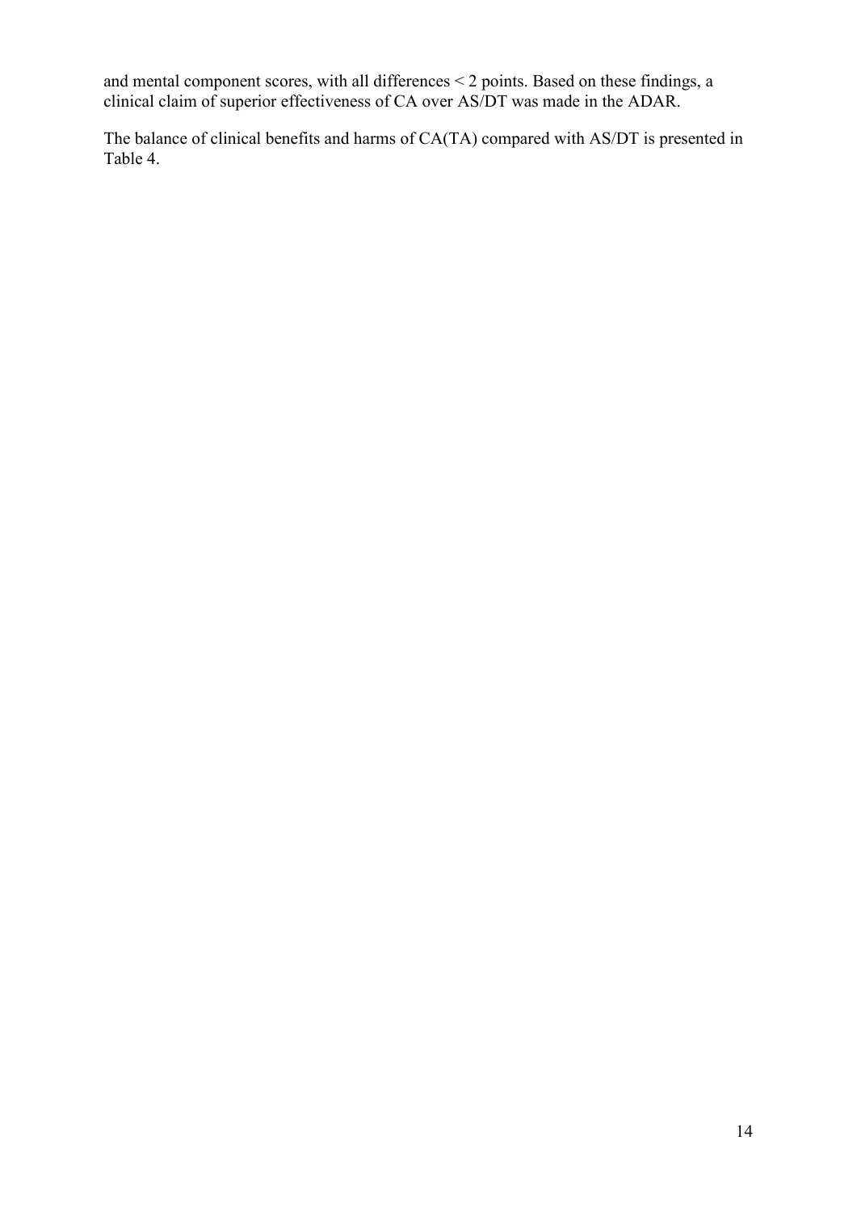and mental component scores, with all differences < 2 points. Based on these findings, a clinical claim of superior effectiveness of CA over AS/DT was made in the ADAR.

The balance of clinical benefits and harms of CA(TA) compared with AS/DT is presented in Table 4.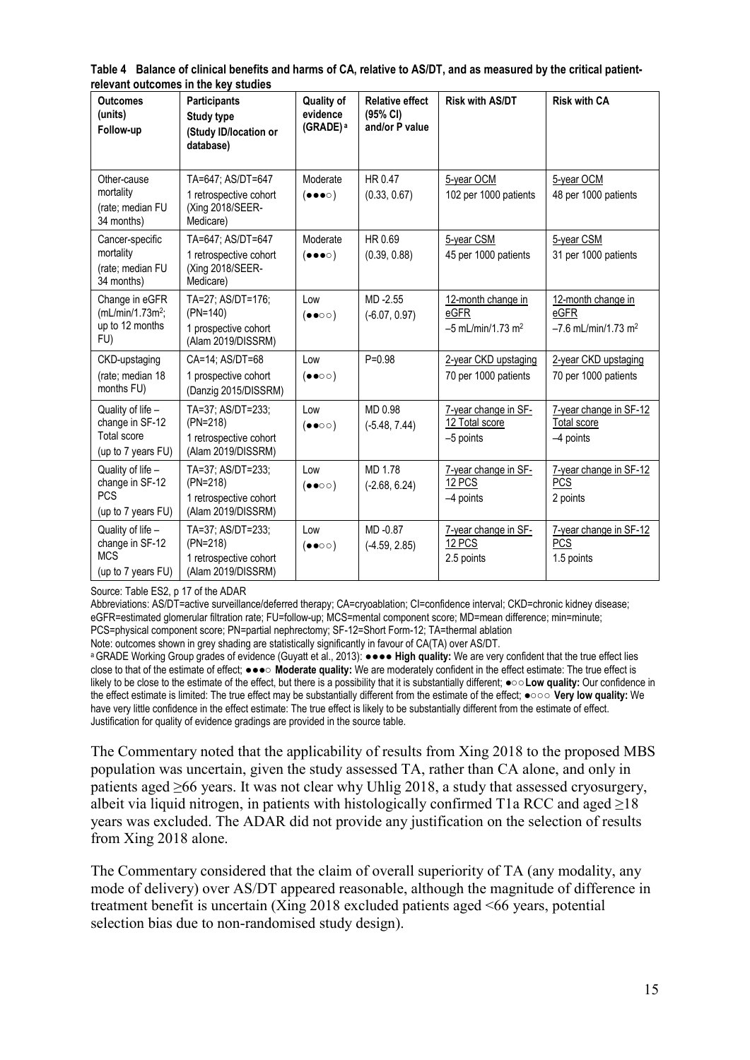**Table 4 Balance of clinical benefits and harms of CA, relative to AS/DT, and as measured by the critical patient-relevant outcomes in the key studies**

| Outcomes (units) Follow-up | Participants Study type (Study ID/location or database) | Quality of evidence (GRADE) [a] | Relative effect (95% CI) and/or P value | Risk with AS/DT | Risk with CA |
|---|---|---|---|---|---|
| Other-cause mortality (rate; median FU 34 months) | TA=647; AS/DT=647 1 retrospective cohort (Xing 2018/SEER-Medicare) | Moderate (●●●○) | HR 0.47 (0.33, 0.67) | 5-year OCM 102 per 1000 patients | 5-year OCM 48 per 1000 patients |
| Cancer-specific mortality (rate; median FU 34 months) | TA=647; AS/DT=647 1 retrospective cohort (Xing 2018/SEER-Medicare) | Moderate (●●●○) | HR 0.69 (0.39, 0.88) | 5-year CSM 45 per 1000 patients | 5-year CSM 31 per 1000 patients |
| Change in eGFR (mL/min/1.73m$^2$; up to 12 months FU) | TA=27; AS/DT=176; (PN=140) 1 prospective cohort (Alam 2019/DISSRM) | Low (●●○○) | MD -2.55 (-6.07, 0.97) | 12-month change in eGFR –5 mL/min/1.73 m$^2$ | 12-month change in eGFR –7.6 mL/min/1.73 m$^2$ |
| CKD-upstaging (rate; median 18 months FU) | CA=14; AS/DT=68 1 prospective cohort (Danzig 2015/DISSRM) | Low (●●○○) | P=0.98 | 2-year CKD upstaging 70 per 1000 patients | 2-year CKD upstaging 70 per 1000 patients |
| Quality of life – change in SF-12 Total score (up to 7 years FU) | TA=37; AS/DT=233; (PN=218) 1 retrospective cohort (Alam 2019/DISSRM) | Low (●●○○) | MD 0.98 (-5.48, 7.44) | 7-year change in SF-12 Total score –5 points | 7-year change in SF-12 Total score –4 points |
| Quality of life – change in SF-12 PCS (up to 7 years FU) | TA=37; AS/DT=233; (PN=218) 1 retrospective cohort (Alam 2019/DISSRM) | Low (●●○○) | MD 1.78 (-2.68, 6.24) | 7-year change in SF-12 PCS –4 points | 7-year change in SF-12 PCS 2 points |
| Quality of life – change in SF-12 MCS (up to 7 years FU) | TA=37; AS/DT=233; (PN=218) 1 retrospective cohort (Alam 2019/DISSRM) | Low (●●○○) | MD -0.87 (-4.59, 2.85) | 7-year change in SF-12 PCS 2.5 points | 7-year change in SF-12 PCS 1.5 points |

Source: Table ES2, p 17 of the ADAR

Abbreviations: AS/DT=active surveillance/deferred therapy; CA=cryoablation; CI=confidence interval; CKD=chronic kidney disease; eGFR=estimated glomerular filtration rate; FU=follow-up; MCS=mental component score; MD=mean difference; min=minute; PCS=physical component score; PN=partial nephrectomy; SF-12=Short Form-12; TA=thermal ablation

Note: outcomes shown in grey shading are statistically significantly in favour of CA(TA) over AS/DT.

[a] GRADE Working Group grades of evidence (Guyatt et al., 2013): ●●●● **High quality:** We are very confident that the true effect lies close to that of the estimate of effect; ●●●○ **Moderate quality:** We are moderately confident in the effect estimate: The true effect is likely to be close to the estimate of the effect, but there is a possibility that it is substantially different; ●○○ **Low quality:** Our confidence in the effect estimate is limited: The true effect may be substantially different from the estimate of the effect; ●○○○ **Very low quality:** We have very little confidence in the effect estimate: The true effect is likely to be substantially different from the estimate of effect. Justification for quality of evidence gradings are provided in the source table.

The Commentary noted that the applicability of results from Xing 2018 to the proposed MBS population was uncertain, given the study assessed TA, rather than CA alone, and only in patients aged ≥66 years. It was not clear why Uhlig 2018, a study that assessed cryosurgery, albeit via liquid nitrogen, in patients with histologically confirmed T1a RCC and aged ≥18 years was excluded. The ADAR did not provide any justification on the selection of results from Xing 2018 alone.

The Commentary considered that the claim of overall superiority of TA (any modality, any mode of delivery) over AS/DT appeared reasonable, although the magnitude of difference in treatment benefit is uncertain (Xing 2018 excluded patients aged <66 years, potential selection bias due to non-randomised study design).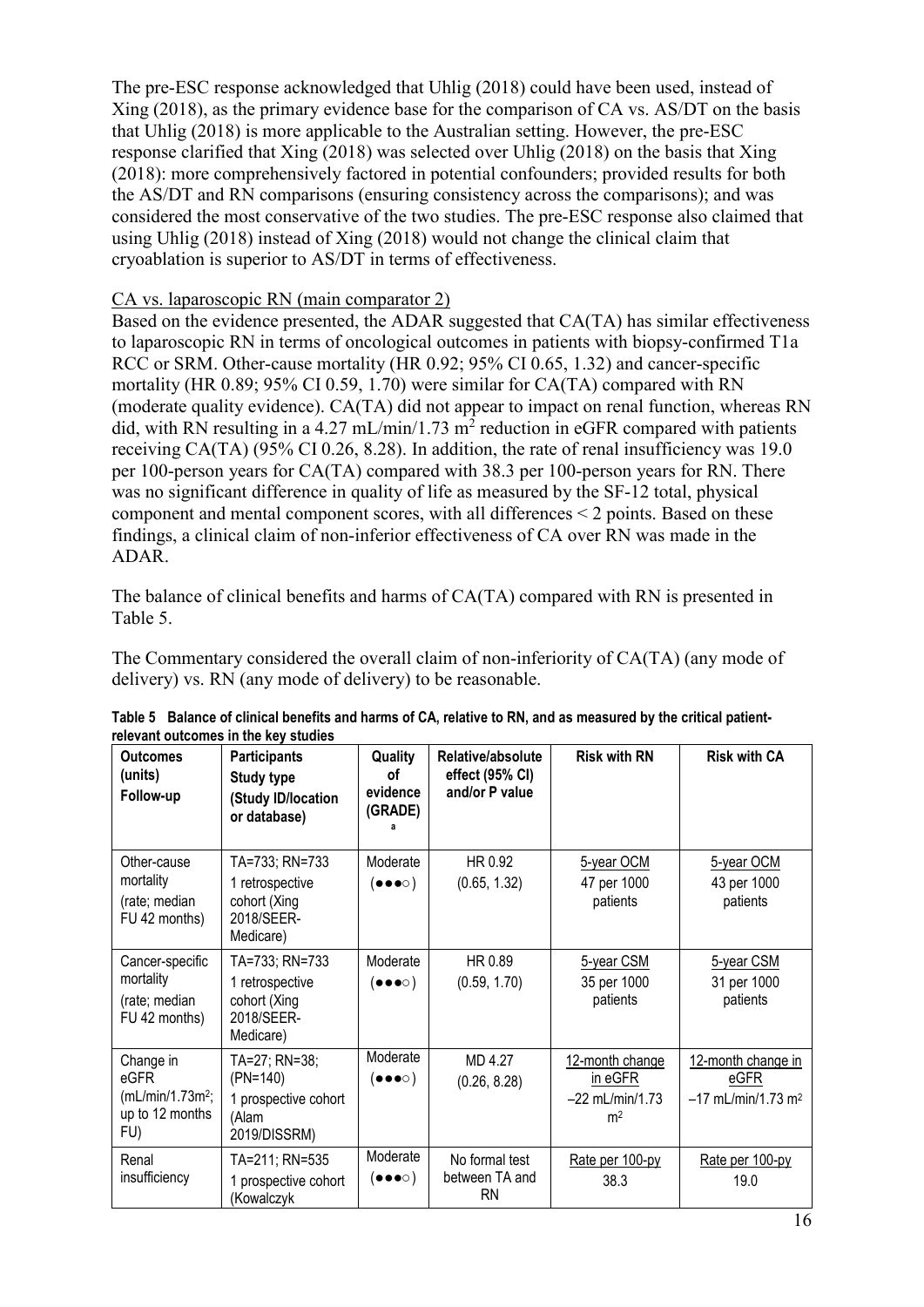The pre-ESC response acknowledged that Uhlig (2018) could have been used, instead of Xing (2018), as the primary evidence base for the comparison of CA vs. AS/DT on the basis that Uhlig (2018) is more applicable to the Australian setting. However, the pre-ESC response clarified that Xing (2018) was selected over Uhlig (2018) on the basis that Xing (2018): more comprehensively factored in potential confounders; provided results for both the AS/DT and RN comparisons (ensuring consistency across the comparisons); and was considered the most conservative of the two studies. The pre-ESC response also claimed that using Uhlig (2018) instead of Xing (2018) would not change the clinical claim that cryoablation is superior to AS/DT in terms of effectiveness.

CA vs. laparoscopic RN (main comparator 2)

Based on the evidence presented, the ADAR suggested that CA(TA) has similar effectiveness to laparoscopic RN in terms of oncological outcomes in patients with biopsy-confirmed T1a RCC or SRM. Other-cause mortality (HR 0.92; 95% CI 0.65, 1.32) and cancer-specific mortality (HR 0.89; 95% CI 0.59, 1.70) were similar for CA(TA) compared with RN (moderate quality evidence). CA(TA) did not appear to impact on renal function, whereas RN did, with RN resulting in a 4.27 mL/min/1.73 $m^2$ reduction in eGFR compared with patients receiving CA(TA) (95% CI 0.26, 8.28). In addition, the rate of renal insufficiency was 19.0 per 100-person years for CA(TA) compared with 38.3 per 100-person years for RN. There was no significant difference in quality of life as measured by the SF-12 total, physical component and mental component scores, with all differences < 2 points. Based on these findings, a clinical claim of non-inferior effectiveness of CA over RN was made in the ADAR.

The balance of clinical benefits and harms of CA(TA) compared with RN is presented in Table 5.

The Commentary considered the overall claim of non-inferiority of CA(TA) (any mode of delivery) vs. RN (any mode of delivery) to be reasonable.

**Table 5 Balance of clinical benefits and harms of CA, relative to RN, and as measured by the critical patient-relevant outcomes in the key studies**

| Outcomes (units) Follow-up | Participants Study type (Study ID/location or database) | Quality of evidence (GRADE) [a] | Relative/absolute effect (95% CI) and/or P value | Risk with RN | Risk with CA |
|---|---|---|---|---|---|
| Other-cause mortality (rate; median FU 42 months) | TA=733; RN=733 1 retrospective cohort (Xing 2018/SEER-Medicare) | Moderate (●●●○) | HR 0.92 (0.65, 1.32) | 5-year OCM 47 per 1000 patients | 5-year OCM 43 per 1000 patients |
| Cancer-specific mortality (rate; median FU 42 months) | TA=733; RN=733 1 retrospective cohort (Xing 2018/SEER-Medicare) | Moderate (●●●○) | HR 0.89 (0.59, 1.70) | 5-year CSM 35 per 1000 patients | 5-year CSM 31 per 1000 patients |
| Change in eGFR (mL/min/1.73m$^2$; up to 12 months FU) | TA=27; RN=38; (PN=140) 1 prospective cohort (Alam 2019/DISSRM) | Moderate (●●●○) | MD 4.27 (0.26, 8.28) | 12-month change in eGFR −22 mL/min/1.73 m$^2$ | 12-month change in eGFR −17 mL/min/1.73 m$^2$ |
| Renal insufficiency | TA=211; RN=535 1 prospective cohort (Kowalczyk | Moderate (●●●○) | No formal test between TA and RN | Rate per 100-py 38.3 | Rate per 100-py 19.0 |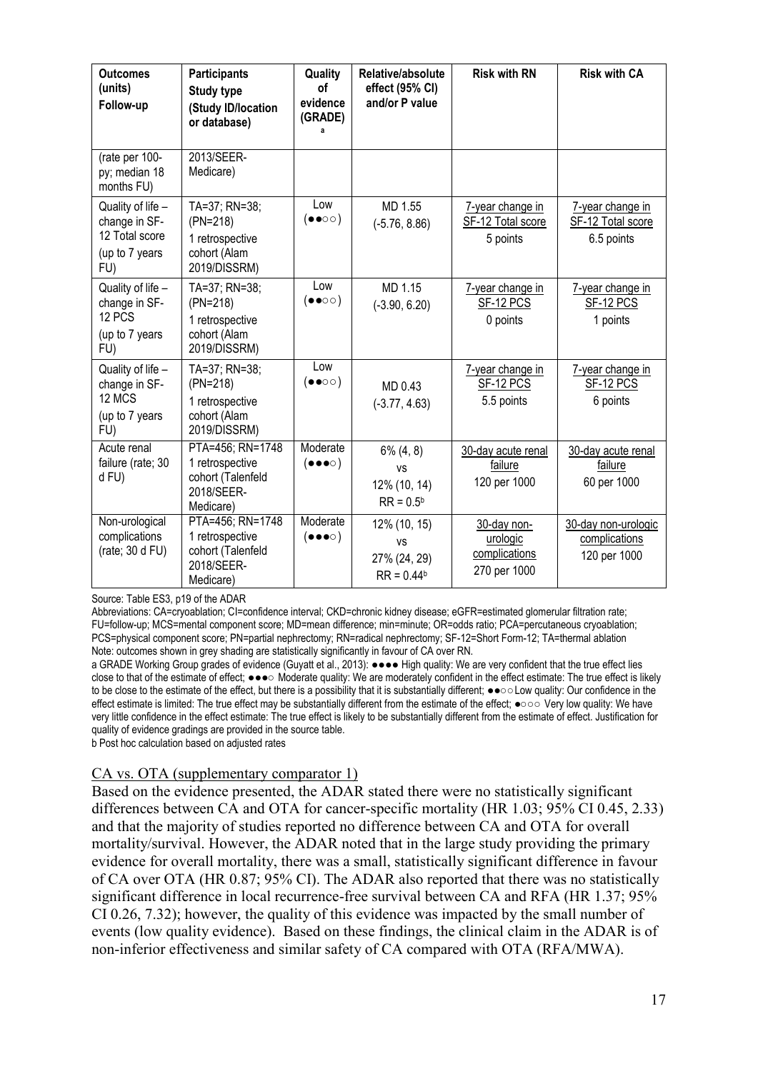| Outcomes (units) Follow-up | Participants Study type (Study ID/location or database) | Quality of evidence (GRADE) [a] | Relative/absolute effect (95% CI) and/or P value | Risk with RN | Risk with CA |
|---|---|---|---|---|---|
| (rate per 100-py; median 18 months FU) | 2013/SEER-Medicare) | | | | |
| Quality of life – change in SF-12 Total score (up to 7 years FU) | TA=37; RN=38; (PN=218) 1 retrospective cohort (Alam 2019/DISSRM) | Low (●●○○) | MD 1.55 (-5.76, 8.86) | 7-year change in SF-12 Total score 5 points | 7-year change in SF-12 Total score 6.5 points |
| Quality of life – change in SF-12 PCS (up to 7 years FU) | TA=37; RN=38; (PN=218) 1 retrospective cohort (Alam 2019/DISSRM) | Low (●●○○) | MD 1.15 (-3.90, 6.20) | 7-year change in SF-12 PCS 0 points | 7-year change in SF-12 PCS 1 points |
| Quality of life – change in SF-12 MCS (up to 7 years FU) | TA=37; RN=38; (PN=218) 1 retrospective cohort (Alam 2019/DISSRM) | Low (●●○○) | MD 0.43 (-3.77, 4.63) | 7-year change in SF-12 PCS 5.5 points | 7-year change in SF-12 PCS 6 points |
| Acute renal failure (rate; 30 d FU) | PTA=456; RN=1748 1 retrospective cohort (Talenfeld 2018/SEER-Medicare) | Moderate (●●●○) | 6% (4, 8) vs 12% (10, 14) RR = 0.5[b] | 30-day acute renal failure 120 per 1000 | 30-day acute renal failure 60 per 1000 |
| Non-urological complications (rate; 30 d FU) | PTA=456; RN=1748 1 retrospective cohort (Talenfeld 2018/SEER-Medicare) | Moderate (●●●○) | 12% (10, 15) vs 27% (24, 29) RR = 0.44[b] | 30-day non-urologic complications 270 per 1000 | 30-day non-urologic complications 120 per 1000 |

Source: Table ES3, p19 of the ADAR

Abbreviations: CA=cryoablation; CI=confidence interval; CKD=chronic kidney disease; eGFR=estimated glomerular filtration rate; FU=follow-up; MCS=mental component score; MD=mean difference; min=minute; OR=odds ratio; PCA=percutaneous cryoablation; PCS=physical component score; PN=partial nephrectomy; RN=radical nephrectomy; SF-12=Short Form-12; TA=thermal ablation

Note: outcomes shown in grey shading are statistically significantly in favour of CA over RN.

a GRADE Working Group grades of evidence (Guyatt et al., 2013): ●●●● High quality: We are very confident that the true effect lies close to that of the estimate of effect; ●●●○ Moderate quality: We are moderately confident in the effect estimate: The true effect is likely to be close to the estimate of the effect, but there is a possibility that it is substantially different; ●●○○ Low quality: Our confidence in the effect estimate is limited: The true effect may be substantially different from the estimate of the effect; ●○○○ Very low quality: We have very little confidence in the effect estimate: The true effect is likely to be substantially different from the estimate of effect. Justification for quality of evidence gradings are provided in the source table.

b Post hoc calculation based on adjusted rates

CA vs. OTA (supplementary comparator 1)

Based on the evidence presented, the ADAR stated there were no statistically significant differences between CA and OTA for cancer-specific mortality (HR 1.03; 95% CI 0.45, 2.33) and that the majority of studies reported no difference between CA and OTA for overall mortality/survival. However, the ADAR noted that in the large study providing the primary evidence for overall mortality, there was a small, statistically significant difference in favour of CA over OTA (HR 0.87; 95% CI). The ADAR also reported that there was no statistically significant difference in local recurrence-free survival between CA and RFA (HR 1.37; 95% CI 0.26, 7.32); however, the quality of this evidence was impacted by the small number of events (low quality evidence). Based on these findings, the clinical claim in the ADAR is of non-inferior effectiveness and similar safety of CA compared with OTA (RFA/MWA).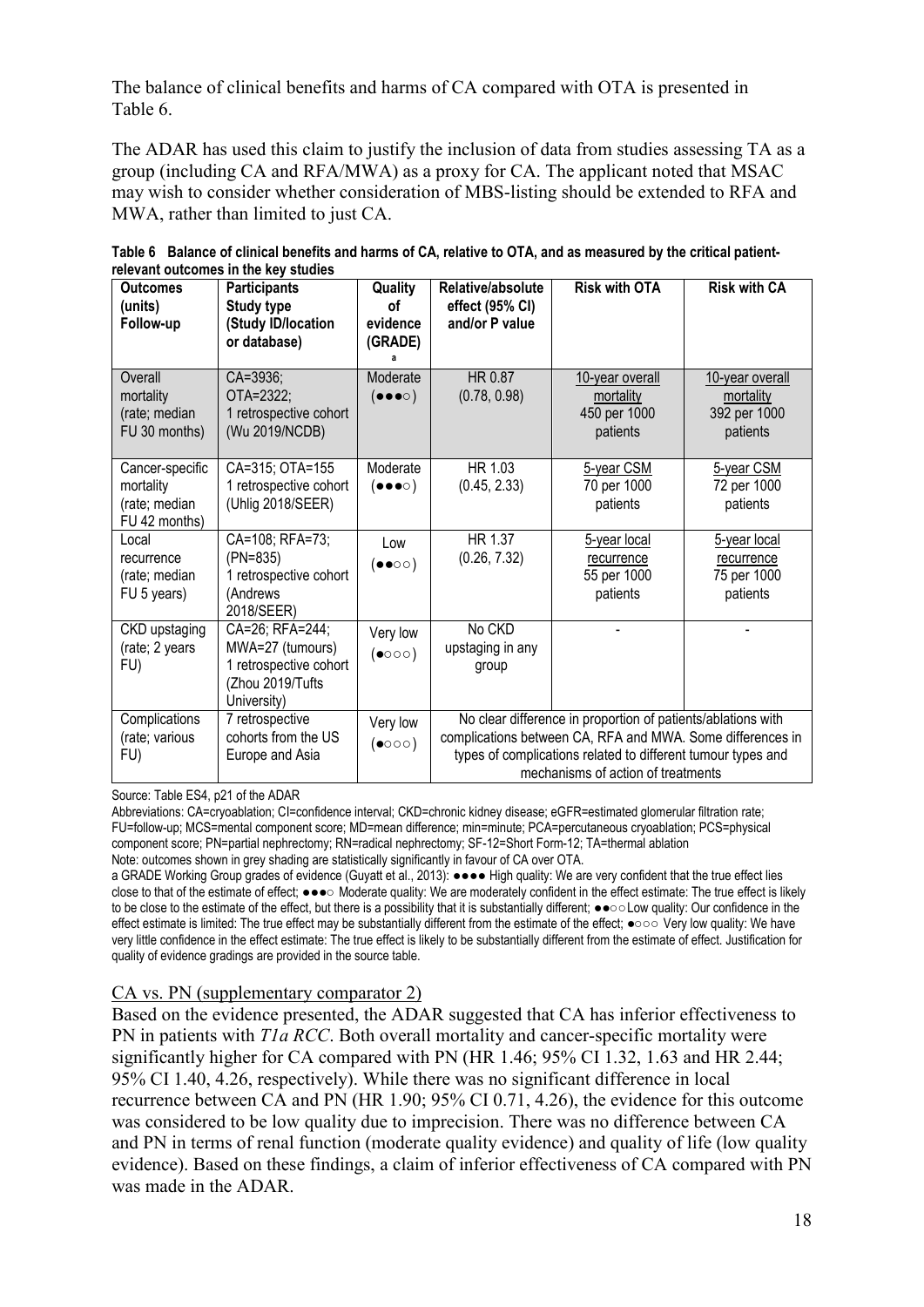The balance of clinical benefits and harms of CA compared with OTA is presented in Table 6.

The ADAR has used this claim to justify the inclusion of data from studies assessing TA as a group (including CA and RFA/MWA) as a proxy for CA. The applicant noted that MSAC may wish to consider whether consideration of MBS-listing should be extended to RFA and MWA, rather than limited to just CA.

**Table 6 Balance of clinical benefits and harms of CA, relative to OTA, and as measured by the critical patient-relevant outcomes in the key studies**

| Outcomes (units) Follow-up | Participants Study type (Study ID/location or database) | Quality of evidence (GRADE) [a] | Relative/absolute effect (95% CI) and/or P value | Risk with OTA | Risk with CA |
|---|---|---|---|---|---|
| Overall mortality (rate; median FU 30 months) | CA=3936; OTA=2322; 1 retrospective cohort (Wu 2019/NCDB) | Moderate (●●●○) | HR 0.87 (0.78, 0.98) | 10-year overall mortality 450 per 1000 patients | 10-year overall mortality 392 per 1000 patients |
| Cancer-specific mortality (rate; median FU 42 months) | CA=315; OTA=155 1 retrospective cohort (Uhlig 2018/SEER) | Moderate (●●●○) | HR 1.03 (0.45, 2.33) | 5-year CSM 70 per 1000 patients | 5-year CSM 72 per 1000 patients |
| Local recurrence (rate; median FU 5 years) | CA=108; RFA=73; (PN=835) 1 retrospective cohort (Andrews 2018/SEER) | Low (●●○○) | HR 1.37 (0.26, 7.32) | 5-year local recurrence 55 per 1000 patients | 5-year local recurrence 75 per 1000 patients |
| CKD upstaging (rate; 2 years FU) | CA=26; RFA=244; MWA=27 (tumours) 1 retrospective cohort (Zhou 2019/Tufts University) | Very low (●○○○) | No CKD upstaging in any group | - | - |
| Complications (rate; various FU) | 7 retrospective cohorts from the US Europe and Asia | Very low (●○○○) | No clear difference in proportion of patients/ablations with complications between CA, RFA and MWA. Some differences in types of complications related to different tumour types and mechanisms of action of treatments | | |

Source: Table ES4, p21 of the ADAR

Abbreviations: CA=cryoablation; CI=confidence interval; CKD=chronic kidney disease; eGFR=estimated glomerular filtration rate; FU=follow-up; MCS=mental component score; MD=mean difference; min=minute; PCA=percutaneous cryoablation; PCS=physical component score; PN=partial nephrectomy; RN=radical nephrectomy; SF-12=Short Form-12; TA=thermal ablation

Note: outcomes shown in grey shading are statistically significantly in favour of CA over OTA.

a GRADE Working Group grades of evidence (Guyatt et al., 2013): ●●●● High quality: We are very confident that the true effect lies close to that of the estimate of effect; ●●●○ Moderate quality: We are moderately confident in the effect estimate: The true effect is likely to be close to the estimate of the effect, but there is a possibility that it is substantially different; ●●○○ Low quality: Our confidence in the effect estimate is limited: The true effect may be substantially different from the estimate of the effect; ●○○○ Very low quality: We have very little confidence in the effect estimate: The true effect is likely to be substantially different from the estimate of effect. Justification for quality of evidence gradings are provided in the source table.

CA vs. PN (supplementary comparator 2)

Based on the evidence presented, the ADAR suggested that CA has inferior effectiveness to PN in patients with *T1a RCC*. Both overall mortality and cancer-specific mortality were significantly higher for CA compared with PN (HR 1.46; 95% CI 1.32, 1.63 and HR 2.44; 95% CI 1.40, 4.26, respectively). While there was no significant difference in local recurrence between CA and PN (HR 1.90; 95% CI 0.71, 4.26), the evidence for this outcome was considered to be low quality due to imprecision. There was no difference between CA and PN in terms of renal function (moderate quality evidence) and quality of life (low quality evidence). Based on these findings, a claim of inferior effectiveness of CA compared with PN was made in the ADAR.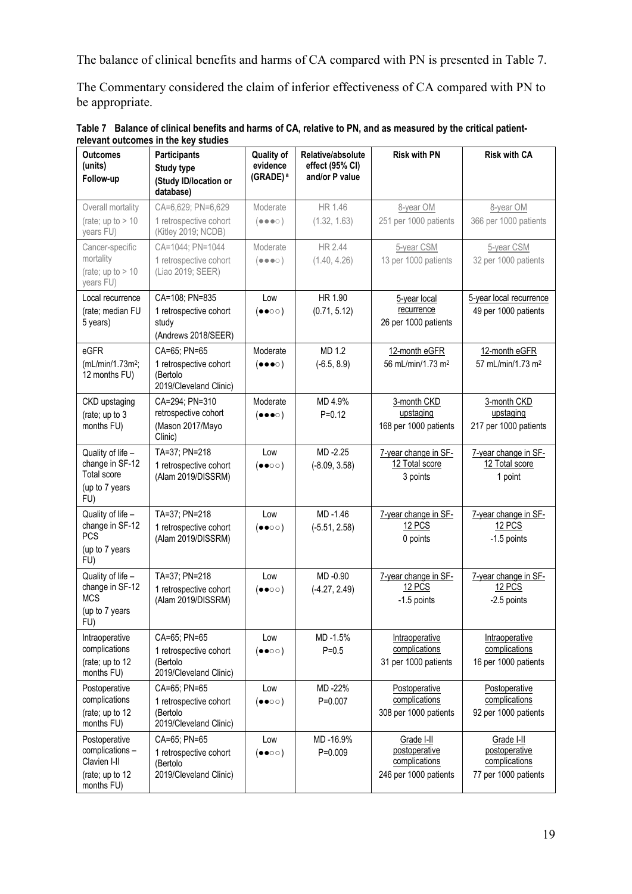The balance of clinical benefits and harms of CA compared with PN is presented in Table 7.

The Commentary considered the claim of inferior effectiveness of CA compared with PN to be appropriate.

**Table 7 Balance of clinical benefits and harms of CA, relative to PN, and as measured by the critical patient-relevant outcomes in the key studies**

| Outcomes (units) Follow-up | Participants Study type (Study ID/location or database) | Quality of evidence (GRADE)[a] | Relative/absolute effect (95% CI) and/or P value | Risk with PN | Risk with CA |
|---|---|---|---|---|---|
| Overall mortality (rate; up to > 10 years FU) | CA=6,629; PN=6,629 1 retrospective cohort (Kitley 2019; NCDB) | Moderate (●●●○) | HR 1.46 (1.32, 1.63) | 8-year OM 251 per 1000 patients | 8-year OM 366 per 1000 patients |
| Cancer-specific mortality (rate; up to > 10 years FU) | CA=1044; PN=1044 1 retrospective cohort (Liao 2019; SEER) | Moderate (●●●○) | HR 2.44 (1.40, 4.26) | 5-year CSM 13 per 1000 patients | 5-year CSM 32 per 1000 patients |
| Local recurrence (rate; median FU 5 years) | CA=108; PN=835 1 retrospective cohort study (Andrews 2018/SEER) | Low (●●○○) | HR 1.90 (0.71, 5.12) | 5-year local recurrence 26 per 1000 patients | 5-year local recurrence 49 per 1000 patients |
| eGFR (mL/min/1.73m$^2$; 12 months FU) | CA=65; PN=65 1 retrospective cohort (Bertolo 2019/Cleveland Clinic) | Moderate (●●●○) | MD 1.2 (-6.5, 8.9) | 12-month eGFR 56 mL/min/1.73 m$^2$ | 12-month eGFR 57 mL/min/1.73 m$^2$ |
| CKD upstaging (rate; up to 3 months FU) | CA=294; PN=310 retrospective cohort (Mason 2017/Mayo Clinic) | Moderate (●●●○) | MD 4.9% P=0.12 | 3-month CKD upstaging 168 per 1000 patients | 3-month CKD upstaging 217 per 1000 patients |
| Quality of life – change in SF-12 Total score (up to 7 years FU) | TA=37; PN=218 1 retrospective cohort (Alam 2019/DISSRM) | Low (●●○○) | MD -2.25 (-8.09, 3.58) | 7-year change in SF-12 Total score 3 points | 7-year change in SF-12 Total score 1 point |
| Quality of life – change in SF-12 PCS (up to 7 years FU) | TA=37; PN=218 1 retrospective cohort (Alam 2019/DISSRM) | Low (●●○○) | MD -1.46 (-5.51, 2.58) | 7-year change in SF-12 PCS 0 points | 7-year change in SF-12 PCS -1.5 points |
| Quality of life – change in SF-12 MCS (up to 7 years FU) | TA=37; PN=218 1 retrospective cohort (Alam 2019/DISSRM) | Low (●●○○) | MD -0.90 (-4.27, 2.49) | 7-year change in SF-12 PCS -1.5 points | 7-year change in SF-12 PCS -2.5 points |
| Intraoperative complications (rate; up to 12 months FU) | CA=65; PN=65 1 retrospective cohort (Bertolo 2019/Cleveland Clinic) | Low (●●○○) | MD -1.5% P=0.5 | Intraoperative complications 31 per 1000 patients | Intraoperative complications 16 per 1000 patients |
| Postoperative complications (rate; up to 12 months FU) | CA=65; PN=65 1 retrospective cohort (Bertolo 2019/Cleveland Clinic) | Low (●●○○) | MD -22% P=0.007 | Postoperative complications 308 per 1000 patients | Postoperative complications 92 per 1000 patients |
| Postoperative complications – Clavien I-II (rate; up to 12 months FU) | CA=65; PN=65 1 retrospective cohort (Bertolo 2019/Cleveland Clinic) | Low (●●○○) | MD -16.9% P=0.009 | Grade I-II postoperative complications 246 per 1000 patients | Grade I-II postoperative complications 77 per 1000 patients |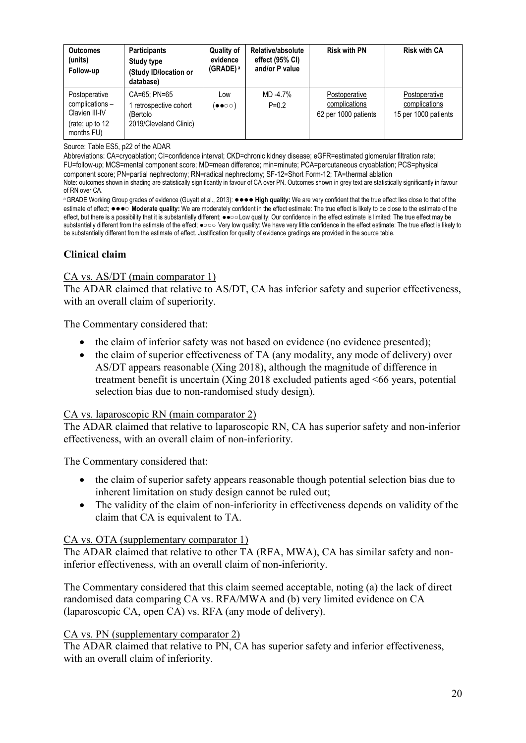| Outcomes (units) Follow-up | Participants Study type (Study ID/location or database) | Quality of evidence (GRADE) [a] | Relative/absolute effect (95% CI) and/or P value | Risk with PN | Risk with CA |
|---|---|---|---|---|---|
| Postoperative complications – Clavien III-IV (rate; up to 12 months FU) | CA=65; PN=65 1 retrospective cohort (Bertolo 2019/Cleveland Clinic) | Low (●●○○) | MD -4.7% P=0.2 | Postoperative complications 62 per 1000 patients | Postoperative complications 15 per 1000 patients |

Source: Table ES5, p22 of the ADAR

Abbreviations: CA=cryoablation; CI=confidence interval; CKD=chronic kidney disease; eGFR=estimated glomerular filtration rate; FU=follow-up; MCS=mental component score; MD=mean difference; min=minute; PCA=percutaneous cryoablation; PCS=physical component score; PN=partial nephrectomy; RN=radical nephrectomy; SF-12=Short Form-12; TA=thermal ablation

Note: outcomes shown in shading are statistically significantly in favour of CA over PN. Outcomes shown in grey text are statistically significantly in favour of RN over CA.

[a] GRADE Working Group grades of evidence (Guyatt et al., 2013): ●●●● **High quality:** We are very confident that the true effect lies close to that of the estimate of effect; ●●●○ **Moderate quality:** We are moderately confident in the effect estimate: The true effect is likely to be close to the estimate of the effect, but there is a possibility that it is substantially different; ●●○○ Low quality: Our confidence in the effect estimate is limited: The true effect may be substantially different from the estimate of the effect; ●○○○ Very low quality: We have very little confidence in the effect estimate: The true effect is likely to be substantially different from the estimate of effect. Justification for quality of evidence gradings are provided in the source table.

## Clinical claim

CA vs. AS/DT (main comparator 1)

The ADAR claimed that relative to AS/DT, CA has inferior safety and superior effectiveness, with an overall claim of superiority.

The Commentary considered that:

- the claim of inferior safety was not based on evidence (no evidence presented);
- the claim of superior effectiveness of TA (any modality, any mode of delivery) over AS/DT appears reasonable (Xing 2018), although the magnitude of difference in treatment benefit is uncertain (Xing 2018 excluded patients aged <66 years, potential selection bias due to non-randomised study design).

CA vs. laparoscopic RN (main comparator 2)

The ADAR claimed that relative to laparoscopic RN, CA has superior safety and non-inferior effectiveness, with an overall claim of non-inferiority.

The Commentary considered that:

- the claim of superior safety appears reasonable though potential selection bias due to inherent limitation on study design cannot be ruled out;
- The validity of the claim of non-inferiority in effectiveness depends on validity of the claim that CA is equivalent to TA.

CA vs. OTA (supplementary comparator 1)

The ADAR claimed that relative to other TA (RFA, MWA), CA has similar safety and non-inferior effectiveness, with an overall claim of non-inferiority.

The Commentary considered that this claim seemed acceptable, noting (a) the lack of direct randomised data comparing CA vs. RFA/MWA and (b) very limited evidence on CA (laparoscopic CA, open CA) vs. RFA (any mode of delivery).

CA vs. PN (supplementary comparator 2)

The ADAR claimed that relative to PN, CA has superior safety and inferior effectiveness, with an overall claim of inferiority.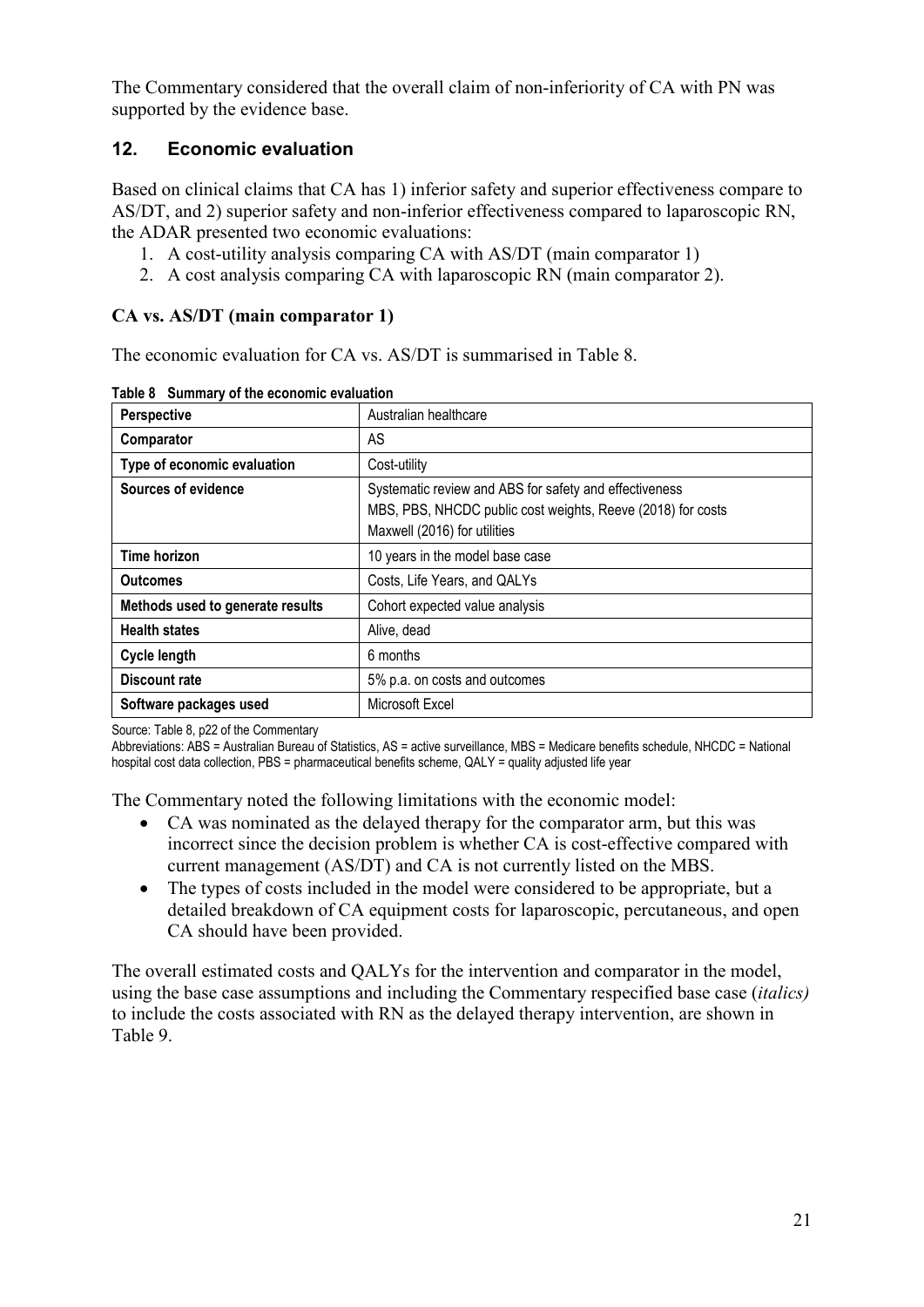The Commentary considered that the overall claim of non-inferiority of CA with PN was supported by the evidence base.

## 12. Economic evaluation

Based on clinical claims that CA has 1) inferior safety and superior effectiveness compare to AS/DT, and 2) superior safety and non-inferior effectiveness compared to laparoscopic RN, the ADAR presented two economic evaluations:

1. A cost-utility analysis comparing CA with AS/DT (main comparator 1)
2. A cost analysis comparing CA with laparoscopic RN (main comparator 2).

### CA vs. AS/DT (main comparator 1)

The economic evaluation for CA vs. AS/DT is summarised in Table 8.

**Table 8 Summary of the economic evaluation**

| | |
|---|---|
| **Perspective** | Australian healthcare |
| **Comparator** | AS |
| **Type of economic evaluation** | Cost-utility |
| **Sources of evidence** | Systematic review and ABS for safety and effectiveness<br>MBS, PBS, NHCDC public cost weights, Reeve (2018) for costs<br>Maxwell (2016) for utilities |
| **Time horizon** | 10 years in the model base case |
| **Outcomes** | Costs, Life Years, and QALYs |
| **Methods used to generate results** | Cohort expected value analysis |
| **Health states** | Alive, dead |
| **Cycle length** | 6 months |
| **Discount rate** | 5% p.a. on costs and outcomes |
| **Software packages used** | Microsoft Excel |

Source: Table 8, p22 of the Commentary

Abbreviations: ABS = Australian Bureau of Statistics, AS = active surveillance, MBS = Medicare benefits schedule, NHCDC = National hospital cost data collection, PBS = pharmaceutical benefits scheme, QALY = quality adjusted life year

The Commentary noted the following limitations with the economic model:

- CA was nominated as the delayed therapy for the comparator arm, but this was incorrect since the decision problem is whether CA is cost-effective compared with current management (AS/DT) and CA is not currently listed on the MBS.
- The types of costs included in the model were considered to be appropriate, but a detailed breakdown of CA equipment costs for laparoscopic, percutaneous, and open CA should have been provided.

The overall estimated costs and QALYs for the intervention and comparator in the model, using the base case assumptions and including the Commentary respecified base case (*italics)* to include the costs associated with RN as the delayed therapy intervention, are shown in Table 9.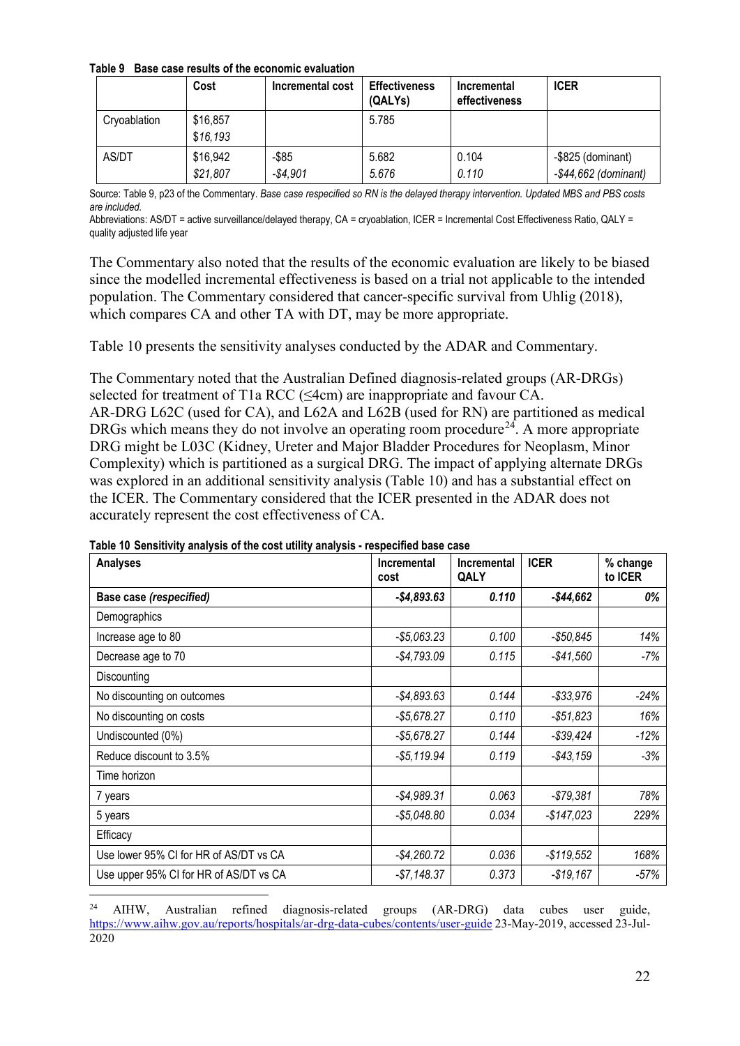**Table 9 Base case results of the economic evaluation**

| | Cost | Incremental cost | Effectiveness (QALYs) | Incremental effectiveness | ICER |
|---|---|---|---|---|---|
| Cryoablation | $16,857<br>*$16,193* | | 5.785 | | |
| AS/DT | $16,942<br>*$21,807* | -$85<br>*-$4,901* | 5.682<br>*5.676* | 0.104<br>*0.110* | -$825 (dominant)<br>*-$44,662 (dominant)* |

Source: Table 9, p23 of the Commentary. *Base case respecified so RN is the delayed therapy intervention. Updated MBS and PBS costs are included.*
Abbreviations: AS/DT = active surveillance/delayed therapy, CA = cryoablation, ICER = Incremental Cost Effectiveness Ratio, QALY = quality adjusted life year

The Commentary also noted that the results of the economic evaluation are likely to be biased since the modelled incremental effectiveness is based on a trial not applicable to the intended population. The Commentary considered that cancer-specific survival from Uhlig (2018), which compares CA and other TA with DT, may be more appropriate.

Table 10 presents the sensitivity analyses conducted by the ADAR and Commentary.

The Commentary noted that the Australian Defined diagnosis-related groups (AR-DRGs) selected for treatment of T1a RCC (≤4cm) are inappropriate and favour CA. AR-DRG L62C (used for CA), and L62A and L62B (used for RN) are partitioned as medical DRGs which means they do not involve an operating room procedure[24]. A more appropriate DRG might be L03C (Kidney, Ureter and Major Bladder Procedures for Neoplasm, Minor Complexity) which is partitioned as a surgical DRG. The impact of applying alternate DRGs was explored in an additional sensitivity analysis (Table 10) and has a substantial effect on the ICER. The Commentary considered that the ICER presented in the ADAR does not accurately represent the cost effectiveness of CA.

**Table 10 Sensitivity analysis of the cost utility analysis - respecified base case**

| Analyses | Incremental cost | Incremental QALY | ICER | % change to ICER |
|---|---|---|---|---|
| **Base case *(respecified)*** | ***-$4,893.63*** | ***0.110*** | ***-$44,662*** | ***0%*** |
| Demographics | | | | |
| Increase age to 80 | *-$5,063.23* | *0.100* | *-$50,845* | *14%* |
| Decrease age to 70 | *-$4,793.09* | *0.115* | *-$41,560* | *-7%* |
| Discounting | | | | |
| No discounting on outcomes | *-$4,893.63* | *0.144* | *-$33,976* | *-24%* |
| No discounting on costs | *-$5,678.27* | *0.110* | *-$51,823* | *16%* |
| Undiscounted (0%) | *-$5,678.27* | *0.144* | *-$39,424* | *-12%* |
| Reduce discount to 3.5% | *-$5,119.94* | *0.119* | *-$43,159* | *-3%* |
| Time horizon | | | | |
| 7 years | *-$4,989.31* | *0.063* | *-$79,381* | *78%* |
| 5 years | *-$5,048.80* | *0.034* | *-$147,023* | *229%* |
| Efficacy | | | | |
| Use lower 95% CI for HR of AS/DT vs CA | *-$4,260.72* | *0.036* | *-$119,552* | *168%* |
| Use upper 95% CI for HR of AS/DT vs CA | *-$7,148.37* | *0.373* | *-$19,167* | *-57%* |

[24] AIHW, Australian refined diagnosis-related groups (AR-DRG) data cubes user guide, https://www.aihw.gov.au/reports/hospitals/ar-drg-data-cubes/contents/user-guide 23-May-2019, accessed 23-Jul-2020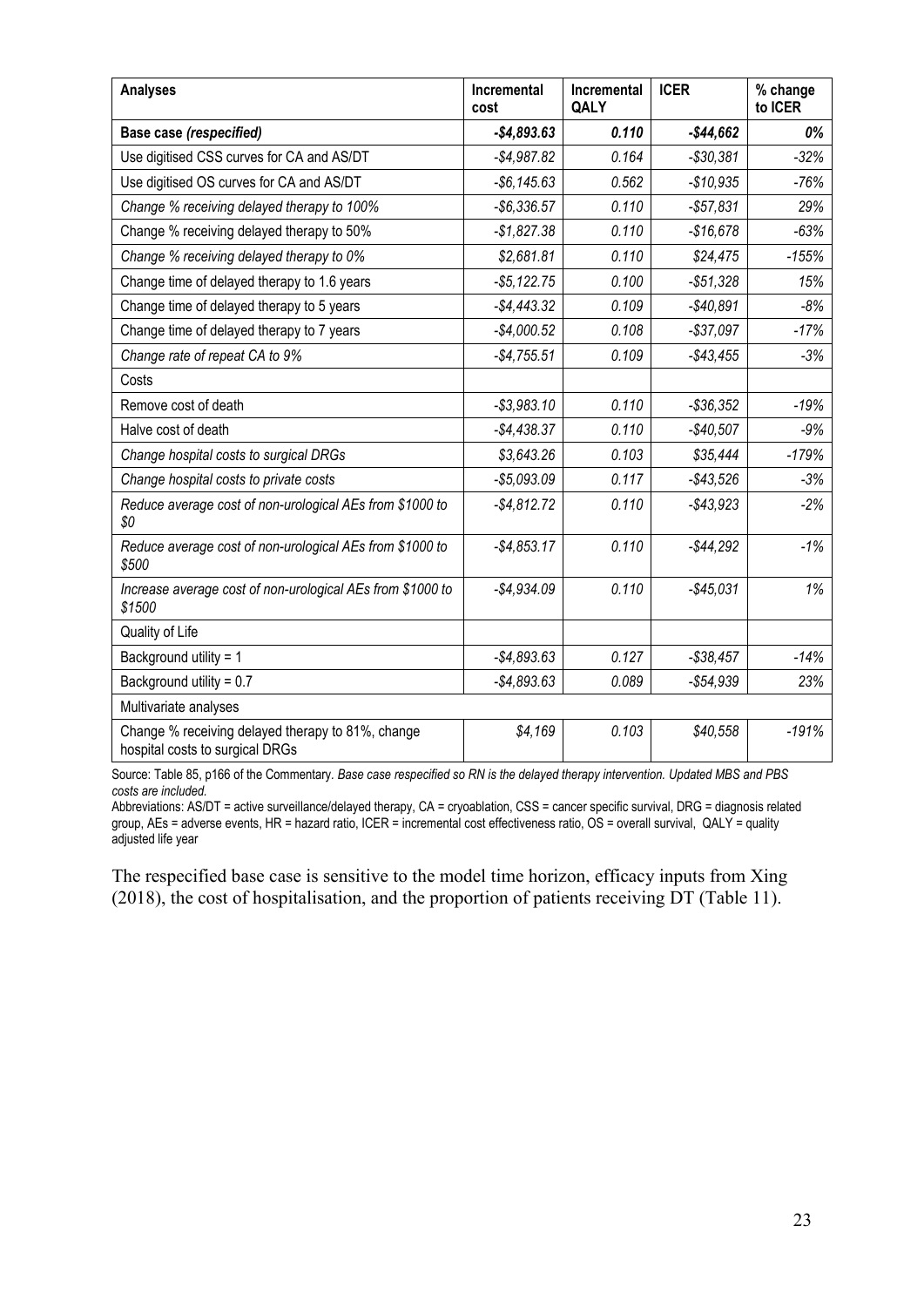| Analyses | Incremental cost | Incremental QALY | ICER | % change to ICER |
|---|---|---|---|---|
| **Base case *(respecified)*** | ***-$4,893.63*** | ***0.110*** | ***-$44,662*** | ***0%*** |
| Use digitised CSS curves for CA and AS/DT | -$4,987.82 | 0.164 | -$30,381 | -32% |
| Use digitised OS curves for CA and AS/DT | -$6,145.63 | 0.562 | -$10,935 | -76% |
| *Change % receiving delayed therapy to 100%* | *-$6,336.57* | *0.110* | *-$57,831* | *29%* |
| Change % receiving delayed therapy to 50% | -$1,827.38 | 0.110 | -$16,678 | -63% |
| *Change % receiving delayed therapy to 0%* | *$2,681.81* | *0.110* | *$24,475* | *-155%* |
| Change time of delayed therapy to 1.6 years | -$5,122.75 | 0.100 | -$51,328 | 15% |
| Change time of delayed therapy to 5 years | -$4,443.32 | 0.109 | -$40,891 | -8% |
| Change time of delayed therapy to 7 years | -$4,000.52 | 0.108 | -$37,097 | -17% |
| *Change rate of repeat CA to 9%* | *-$4,755.51* | *0.109* | *-$43,455* | *-3%* |
| Costs | | | | |
| Remove cost of death | -$3,983.10 | 0.110 | -$36,352 | -19% |
| Halve cost of death | -$4,438.37 | 0.110 | -$40,507 | -9% |
| *Change hospital costs to surgical DRGs* | *$3,643.26* | *0.103* | *$35,444* | *-179%* |
| Change hospital costs to private costs | -$5,093.09 | 0.117 | -$43,526 | -3% |
| *Reduce average cost of non-urological AEs from $1000 to $0* | *-$4,812.72* | *0.110* | *-$43,923* | *-2%* |
| *Reduce average cost of non-urological AEs from $1000 to $500* | *-$4,853.17* | *0.110* | *-$44,292* | *-1%* |
| *Increase average cost of non-urological AEs from $1000 to $1500* | *-$4,934.09* | *0.110* | *-$45,031* | *1%* |
| Quality of Life | | | | |
| Background utility = 1 | -$4,893.63 | 0.127 | -$38,457 | -14% |
| Background utility = 0.7 | -$4,893.63 | 0.089 | -$54,939 | 23% |
| Multivariate analyses | | | | |
| Change % receiving delayed therapy to 81%, change hospital costs to surgical DRGs | *$4,169* | *0.103* | *$40,558* | *-191%* |

Source: Table 85, p166 of the Commentary. *Base case respecified so RN is the delayed therapy intervention. Updated MBS and PBS costs are included.*

Abbreviations: AS/DT = active surveillance/delayed therapy, CA = cryoablation, CSS = cancer specific survival, DRG = diagnosis related group, AEs = adverse events, HR = hazard ratio, ICER = incremental cost effectiveness ratio, OS = overall survival, QALY = quality adjusted life year

The respecified base case is sensitive to the model time horizon, efficacy inputs from Xing (2018), the cost of hospitalisation, and the proportion of patients receiving DT (Table 11).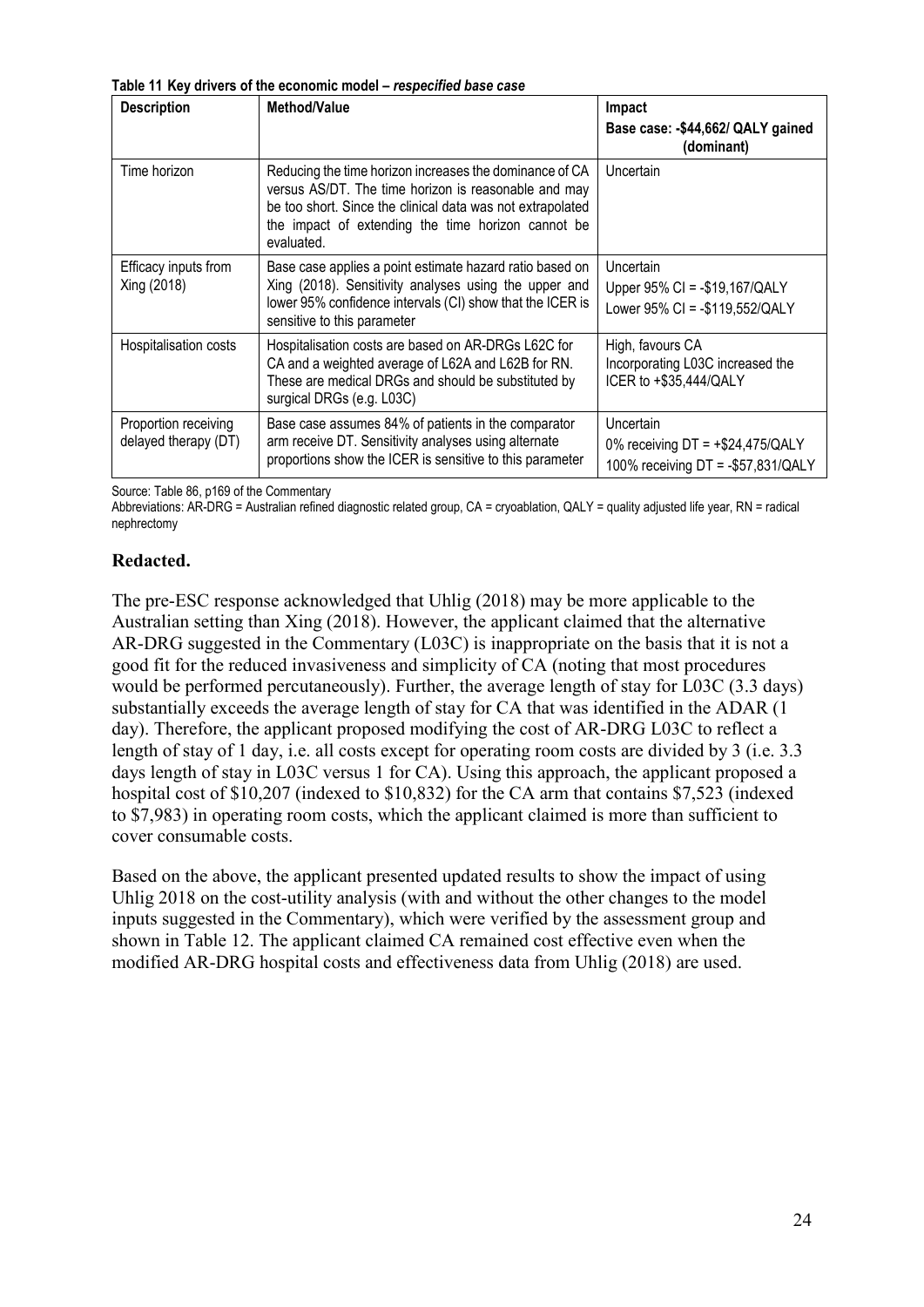**Table 11 Key drivers of the economic model – *respecified base case***

| Description | Method/Value | Impact<br>Base case: -$44,662/ QALY gained (dominant) |
|---|---|---|
| Time horizon | Reducing the time horizon increases the dominance of CA versus AS/DT. The time horizon is reasonable and may be too short. Since the clinical data was not extrapolated the impact of extending the time horizon cannot be evaluated. | Uncertain |
| Efficacy inputs from Xing (2018) | Base case applies a point estimate hazard ratio based on Xing (2018). Sensitivity analyses using the upper and lower 95% confidence intervals (CI) show that the ICER is sensitive to this parameter | Uncertain<br>Upper 95% CI = -$19,167/QALY<br>Lower 95% CI = -$119,552/QALY |
| Hospitalisation costs | Hospitalisation costs are based on AR-DRGs L62C for CA and a weighted average of L62A and L62B for RN. These are medical DRGs and should be substituted by surgical DRGs (e.g. L03C) | High, favours CA<br>Incorporating L03C increased the ICER to +$35,444/QALY |
| Proportion receiving delayed therapy (DT) | Base case assumes 84% of patients in the comparator arm receive DT. Sensitivity analyses using alternate proportions show the ICER is sensitive to this parameter | Uncertain<br>0% receiving DT = +$24,475/QALY<br>100% receiving DT = -$57,831/QALY |

Source: Table 86, p169 of the Commentary

Abbreviations: AR-DRG = Australian refined diagnostic related group, CA = cryoablation, QALY = quality adjusted life year, RN = radical nephrectomy

**Redacted.**

The pre-ESC response acknowledged that Uhlig (2018) may be more applicable to the Australian setting than Xing (2018). However, the applicant claimed that the alternative AR-DRG suggested in the Commentary (L03C) is inappropriate on the basis that it is not a good fit for the reduced invasiveness and simplicity of CA (noting that most procedures would be performed percutaneously). Further, the average length of stay for L03C (3.3 days) substantially exceeds the average length of stay for CA that was identified in the ADAR (1 day). Therefore, the applicant proposed modifying the cost of AR-DRG L03C to reflect a length of stay of 1 day, i.e. all costs except for operating room costs are divided by 3 (i.e. 3.3 days length of stay in L03C versus 1 for CA). Using this approach, the applicant proposed a hospital cost of $10,207 (indexed to $10,832) for the CA arm that contains $7,523 (indexed to $7,983) in operating room costs, which the applicant claimed is more than sufficient to cover consumable costs.

Based on the above, the applicant presented updated results to show the impact of using Uhlig 2018 on the cost-utility analysis (with and without the other changes to the model inputs suggested in the Commentary), which were verified by the assessment group and shown in Table 12. The applicant claimed CA remained cost effective even when the modified AR-DRG hospital costs and effectiveness data from Uhlig (2018) are used.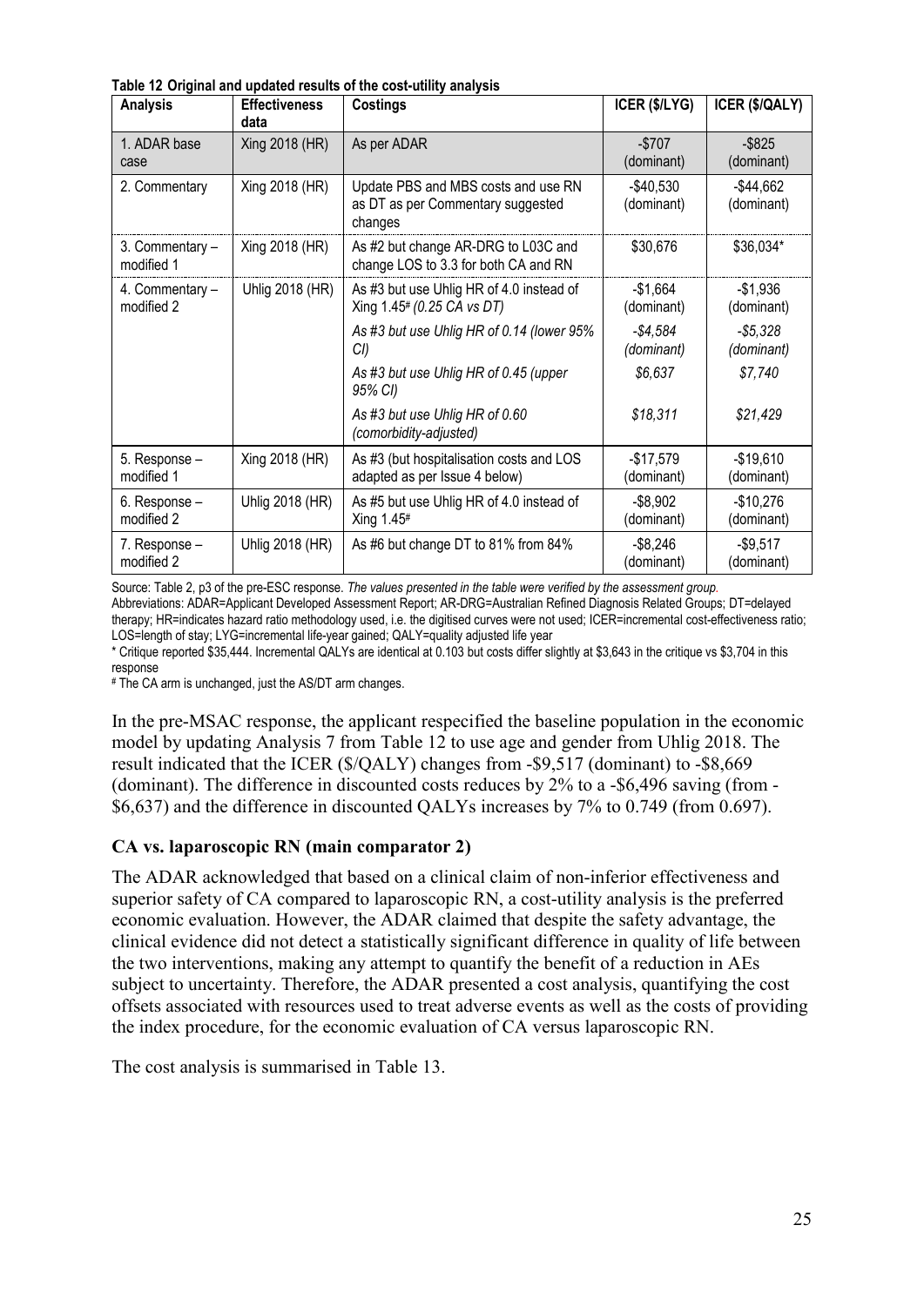**Table 12 Original and updated results of the cost-utility analysis**

| Analysis | Effectiveness data | Costings | ICER ($/LYG) | ICER ($/QALY) |
|---|---|---|---|---|
| 1. ADAR base case | Xing 2018 (HR) | As per ADAR | -$707 (dominant) | -$825 (dominant) |
| 2. Commentary | Xing 2018 (HR) | Update PBS and MBS costs and use RN as DT as per Commentary suggested changes | -$40,530 (dominant) | -$44,662 (dominant) |
| 3. Commentary – modified 1 | Xing 2018 (HR) | As #2 but change AR-DRG to L03C and change LOS to 3.3 for both CA and RN | $30,676 | $36,034* |
| 4. Commentary – modified 2 | Uhlig 2018 (HR) | As #3 but use Uhlig HR of 4.0 instead of Xing 1.45# *(0.25 CA vs DT)* | -$1,664 (dominant) | -$1,936 (dominant) |
| | | *As #3 but use Uhlig HR of 0.14 (lower 95% CI)* | *-$4,584 (dominant)* | *-$5,328 (dominant)* |
| | | *As #3 but use Uhlig HR of 0.45 (upper 95% CI)* | *$6,637* | *$7,740* |
| | | *As #3 but use Uhlig HR of 0.60 (comorbidity-adjusted)* | *$18,311* | *$21,429* |
| 5. Response – modified 1 | Xing 2018 (HR) | As #3 (but hospitalisation costs and LOS adapted as per Issue 4 below) | -$17,579 (dominant) | -$19,610 (dominant) |
| 6. Response – modified 2 | Uhlig 2018 (HR) | As #5 but use Uhlig HR of 4.0 instead of Xing 1.45# | -$8,902 (dominant) | -$10,276 (dominant) |
| 7. Response – modified 2 | Uhlig 2018 (HR) | As #6 but change DT to 81% from 84% | -$8,246 (dominant) | -$9,517 (dominant) |

Source: Table 2, p3 of the pre-ESC response. *The values presented in the table were verified by the assessment group.*
Abbreviations: ADAR=Applicant Developed Assessment Report; AR-DRG=Australian Refined Diagnosis Related Groups; DT=delayed therapy; HR=indicates hazard ratio methodology used, i.e. the digitised curves were not used; ICER=incremental cost-effectiveness ratio; LOS=length of stay; LYG=incremental life-year gained; QALY=quality adjusted life year
* Critique reported $35,444. Incremental QALYs are identical at 0.103 but costs differ slightly at $3,643 in the critique vs $3,704 in this response
# The CA arm is unchanged, just the AS/DT arm changes.

In the pre-MSAC response, the applicant respecified the baseline population in the economic model by updating Analysis 7 from Table 12 to use age and gender from Uhlig 2018. The result indicated that the ICER ($/QALY) changes from -$9,517 (dominant) to -$8,669 (dominant). The difference in discounted costs reduces by 2% to a -$6,496 saving (from -$6,637) and the difference in discounted QALYs increases by 7% to 0.749 (from 0.697).

### CA vs. laparoscopic RN (main comparator 2)

The ADAR acknowledged that based on a clinical claim of non-inferior effectiveness and superior safety of CA compared to laparoscopic RN, a cost-utility analysis is the preferred economic evaluation. However, the ADAR claimed that despite the safety advantage, the clinical evidence did not detect a statistically significant difference in quality of life between the two interventions, making any attempt to quantify the benefit of a reduction in AEs subject to uncertainty. Therefore, the ADAR presented a cost analysis, quantifying the cost offsets associated with resources used to treat adverse events as well as the costs of providing the index procedure, for the economic evaluation of CA versus laparoscopic RN.

The cost analysis is summarised in Table 13.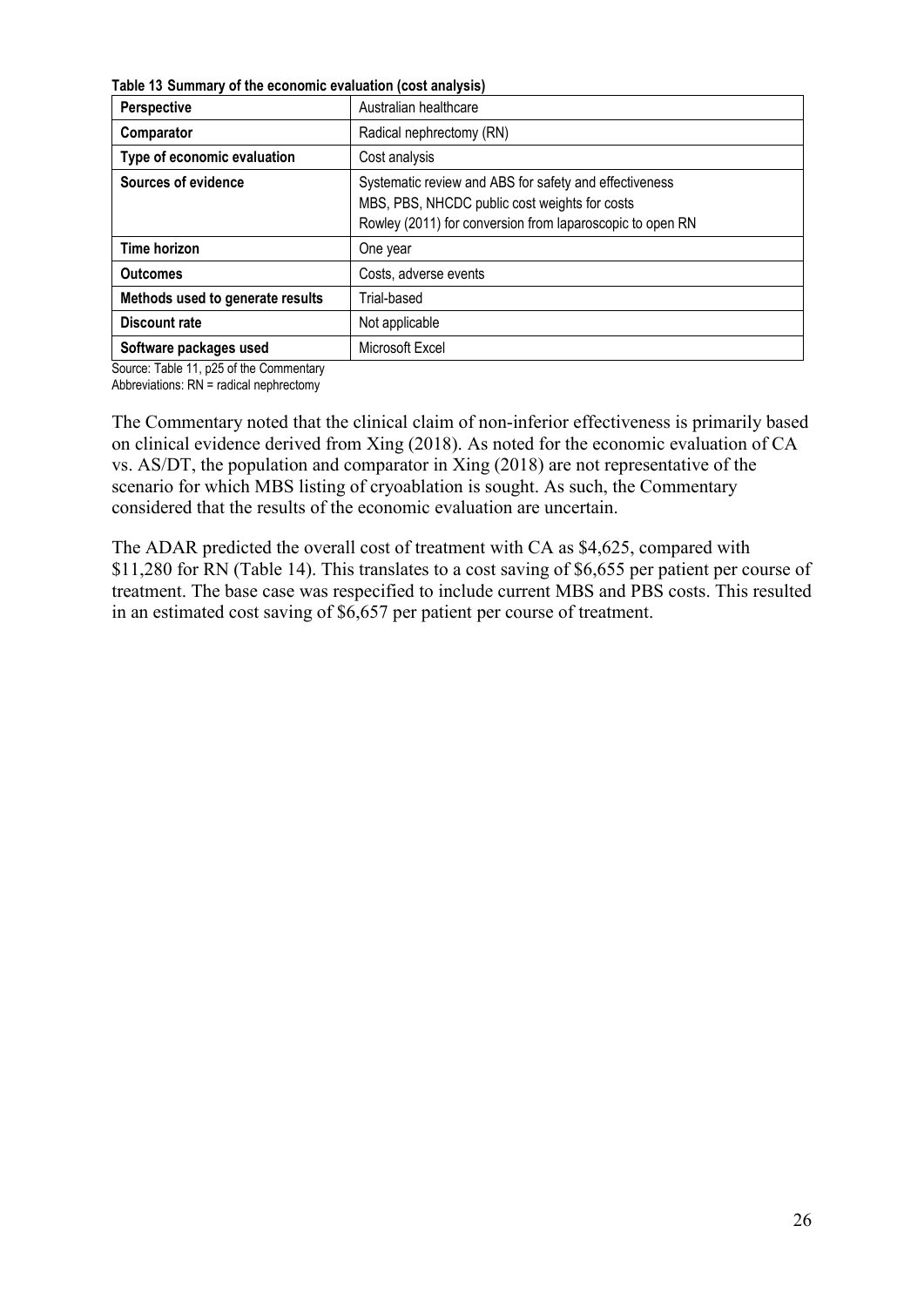**Table 13 Summary of the economic evaluation (cost analysis)**

| **Perspective** | Australian healthcare |
|---|---|
| **Comparator** | Radical nephrectomy (RN) |
| **Type of economic evaluation** | Cost analysis |
| **Sources of evidence** | Systematic review and ABS for safety and effectiveness<br>MBS, PBS, NHCDC public cost weights for costs<br>Rowley (2011) for conversion from laparoscopic to open RN |
| **Time horizon** | One year |
| **Outcomes** | Costs, adverse events |
| **Methods used to generate results** | Trial-based |
| **Discount rate** | Not applicable |
| **Software packages used** | Microsoft Excel |

Source: Table 11, p25 of the Commentary
Abbreviations: RN = radical nephrectomy

The Commentary noted that the clinical claim of non-inferior effectiveness is primarily based on clinical evidence derived from Xing (2018). As noted for the economic evaluation of CA vs. AS/DT, the population and comparator in Xing (2018) are not representative of the scenario for which MBS listing of cryoablation is sought. As such, the Commentary considered that the results of the economic evaluation are uncertain.

The ADAR predicted the overall cost of treatment with CA as $4,625, compared with $11,280 for RN (Table 14). This translates to a cost saving of $6,655 per patient per course of treatment. The base case was respecified to include current MBS and PBS costs. This resulted in an estimated cost saving of $6,657 per patient per course of treatment.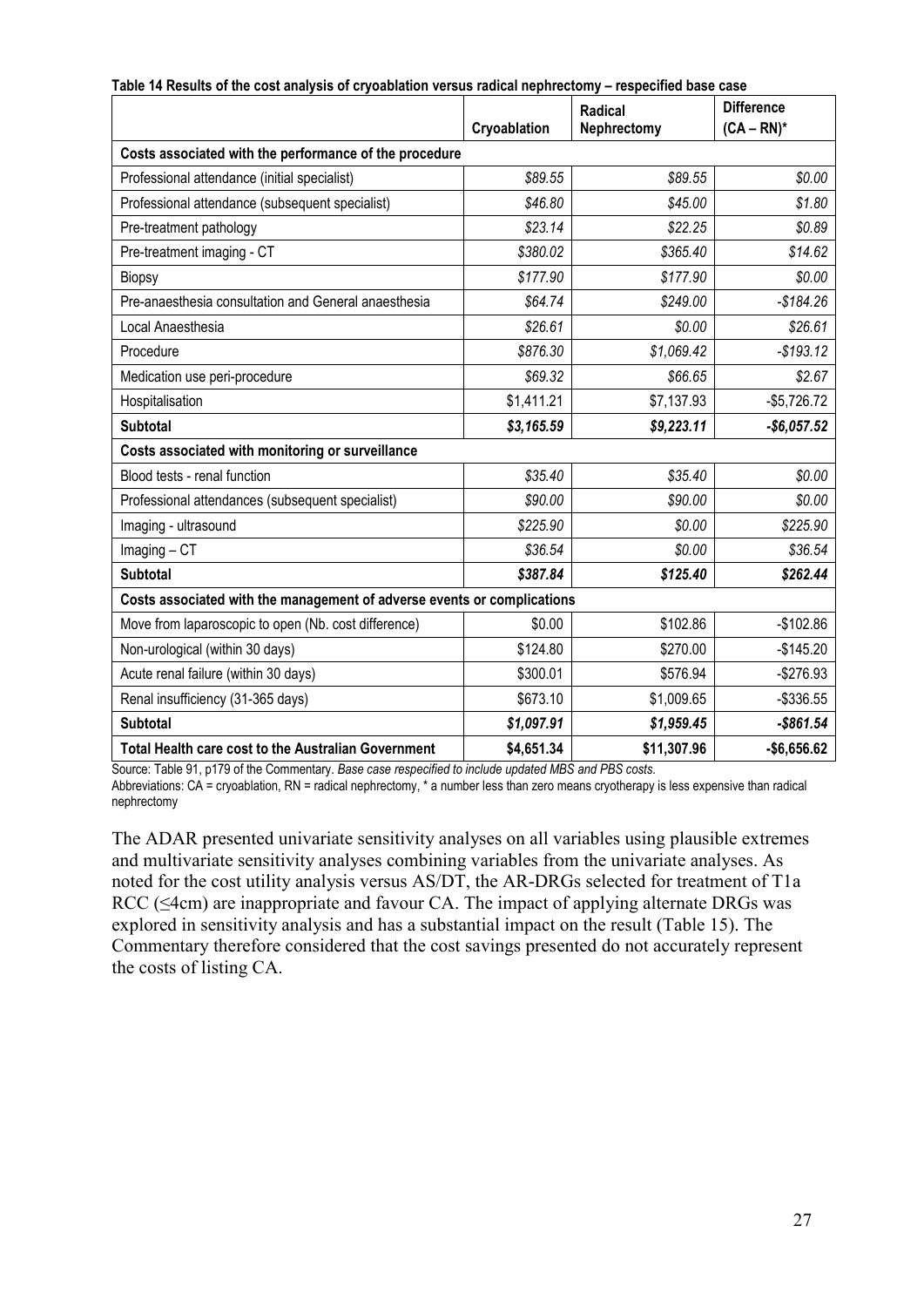**Table 14 Results of the cost analysis of cryoablation versus radical nephrectomy – respecified base case**

| | Cryoablation | Radical Nephrectomy | Difference (CA – RN)* |
|---|---|---|---|
| **Costs associated with the performance of the procedure** | | | |
| Professional attendance (initial specialist) | *$89.55* | *$89.55* | *$0.00* |
| Professional attendance (subsequent specialist) | *$46.80* | *$45.00* | *$1.80* |
| Pre-treatment pathology | *$23.14* | *$22.25* | *$0.89* |
| Pre-treatment imaging - CT | *$380.02* | *$365.40* | *$14.62* |
| Biopsy | *$177.90* | *$177.90* | *$0.00* |
| Pre-anaesthesia consultation and General anaesthesia | *$64.74* | *$249.00* | *-$184.26* |
| Local Anaesthesia | *$26.61* | *$0.00* | *$26.61* |
| Procedure | *$876.30* | *$1,069.42* | *-$193.12* |
| Medication use peri-procedure | *$69.32* | *$66.65* | *$2.67* |
| Hospitalisation | $1,411.21 | $7,137.93 | -$5,726.72 |
| **Subtotal** | ***$3,165.59*** | ***$9,223.11*** | ***-$6,057.52*** |
| **Costs associated with monitoring or surveillance** | | | |
| Blood tests - renal function | *$35.40* | *$35.40* | *$0.00* |
| Professional attendances (subsequent specialist) | *$90.00* | *$90.00* | *$0.00* |
| Imaging - ultrasound | *$225.90* | *$0.00* | *$225.90* |
| Imaging – CT | *$36.54* | *$0.00* | *$36.54* |
| **Subtotal** | ***$387.84*** | ***$125.40*** | ***$262.44*** |
| **Costs associated with the management of adverse events or complications** | | | |
| Move from laparoscopic to open (Nb. cost difference) | $0.00 | $102.86 | -$102.86 |
| Non-urological (within 30 days) | $124.80 | $270.00 | -$145.20 |
| Acute renal failure (within 30 days) | $300.01 | $576.94 | -$276.93 |
| Renal insufficiency (31-365 days) | $673.10 | $1,009.65 | -$336.55 |
| **Subtotal** | ***$1,097.91*** | ***$1,959.45*** | ***-$861.54*** |
| **Total Health care cost to the Australian Government** | **$4,651.34** | **$11,307.96** | **-$6,656.62** |

Source: Table 91, p179 of the Commentary. *Base case respecified to include updated MBS and PBS costs.*
Abbreviations: CA = cryoablation, RN = radical nephrectomy, * a number less than zero means cryotherapy is less expensive than radical nephrectomy

The ADAR presented univariate sensitivity analyses on all variables using plausible extremes and multivariate sensitivity analyses combining variables from the univariate analyses. As noted for the cost utility analysis versus AS/DT, the AR-DRGs selected for treatment of T1a RCC (≤4cm) are inappropriate and favour CA. The impact of applying alternate DRGs was explored in sensitivity analysis and has a substantial impact on the result (Table 15). The Commentary therefore considered that the cost savings presented do not accurately represent the costs of listing CA.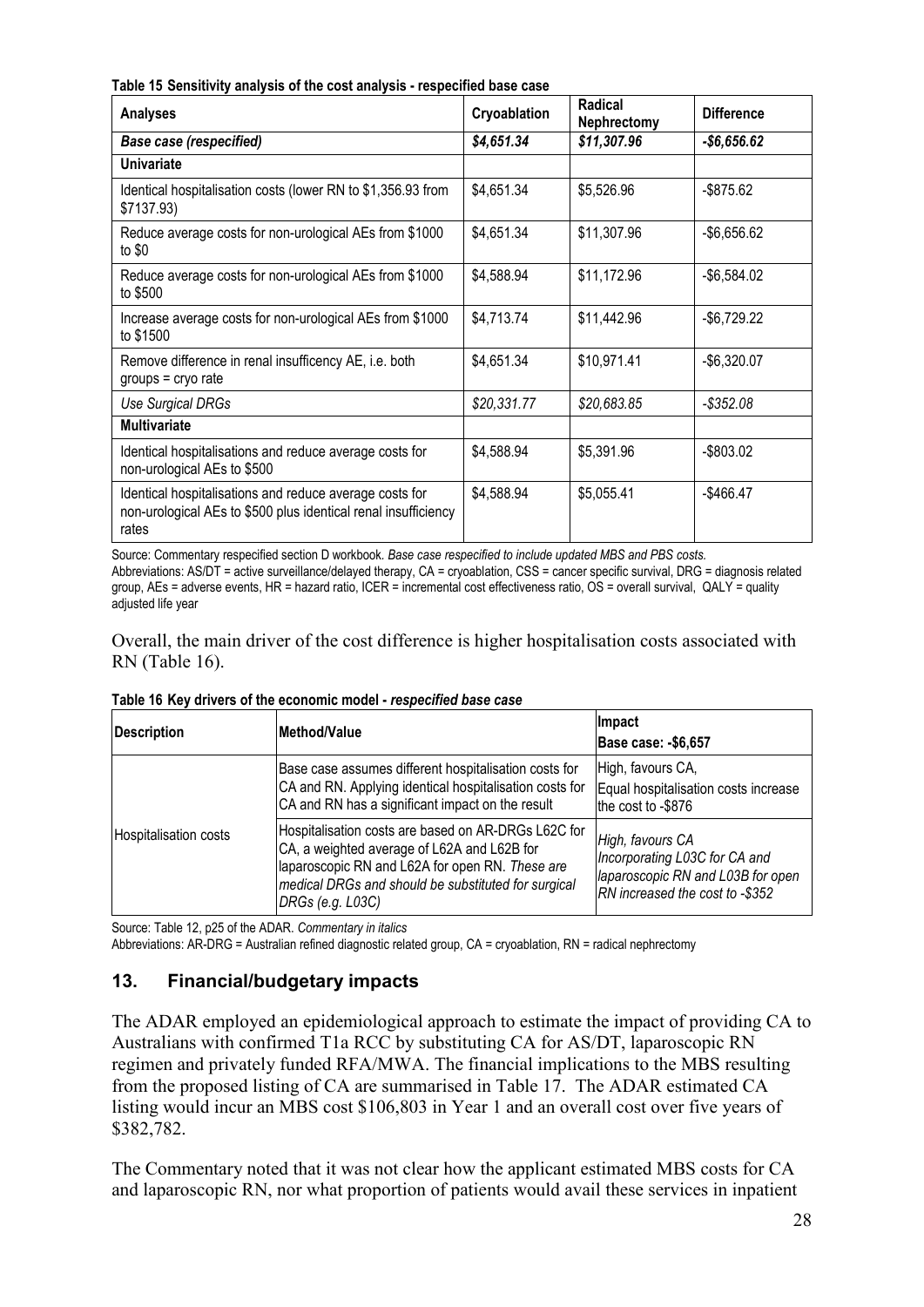**Table 15 Sensitivity analysis of the cost analysis - respecified base case**

| Analyses | Cryoablation | Radical Nephrectomy | Difference |
|---|---|---|---|
| ***Base case (respecified)*** | ***$4,651.34*** | ***$11,307.96*** | ***-$6,656.62*** |
| **Univariate** | | | |
| Identical hospitalisation costs (lower RN to $1,356.93 from $7137.93) | $4,651.34 | $5,526.96 | -$875.62 |
| Reduce average costs for non-urological AEs from $1000 to $0 | $4,651.34 | $11,307.96 | -$6,656.62 |
| Reduce average costs for non-urological AEs from $1000 to $500 | $4,588.94 | $11,172.96 | -$6,584.02 |
| Increase average costs for non-urological AEs from $1000 to $1500 | $4,713.74 | $11,442.96 | -$6,729.22 |
| Remove difference in renal insufficency AE, i.e. both groups = cryo rate | $4,651.34 | $10,971.41 | -$6,320.07 |
| *Use Surgical DRGs* | *$20,331.77* | *$20,683.85* | *-$352.08* |
| **Multivariate** | | | |
| Identical hospitalisations and reduce average costs for non-urological AEs to $500 | $4,588.94 | $5,391.96 | -$803.02 |
| Identical hospitalisations and reduce average costs for non-urological AEs to $500 plus identical renal insufficiency rates | $4,588.94 | $5,055.41 | -$466.47 |

Source: Commentary respecified section D workbook. *Base case respecified to include updated MBS and PBS costs.*
Abbreviations: AS/DT = active surveillance/delayed therapy, CA = cryoablation, CSS = cancer specific survival, DRG = diagnosis related group, AEs = adverse events, HR = hazard ratio, ICER = incremental cost effectiveness ratio, OS = overall survival, QALY = quality adjusted life year

Overall, the main driver of the cost difference is higher hospitalisation costs associated with RN (Table 16).

**Table 16 Key drivers of the economic model - *respecified base case***

| Description | Method/Value | Impact<br>Base case: -$6,657 |
|---|---|---|
| Hospitalisation costs | Base case assumes different hospitalisation costs for CA and RN. Applying identical hospitalisation costs for CA and RN has a significant impact on the result | High, favours CA,<br>Equal hospitalisation costs increase the cost to -$876 |
| | Hospitalisation costs are based on AR-DRGs L62C for CA, a weighted average of L62A and L62B for laparoscopic RN and L62A for open RN. *These are medical DRGs and should be substituted for surgical DRGs (e.g. L03C)* | *High, favours CA*<br>*Incorporating L03C for CA and laparoscopic RN and L03B for open RN increased the cost to -$352* |

Source: Table 12, p25 of the ADAR. *Commentary in italics*
Abbreviations: AR-DRG = Australian refined diagnostic related group, CA = cryoablation, RN = radical nephrectomy

## 13. Financial/budgetary impacts

The ADAR employed an epidemiological approach to estimate the impact of providing CA to Australians with confirmed T1a RCC by substituting CA for AS/DT, laparoscopic RN regimen and privately funded RFA/MWA. The financial implications to the MBS resulting from the proposed listing of CA are summarised in Table 17. The ADAR estimated CA listing would incur an MBS cost $106,803 in Year 1 and an overall cost over five years of $382,782.

The Commentary noted that it was not clear how the applicant estimated MBS costs for CA and laparoscopic RN, nor what proportion of patients would avail these services in inpatient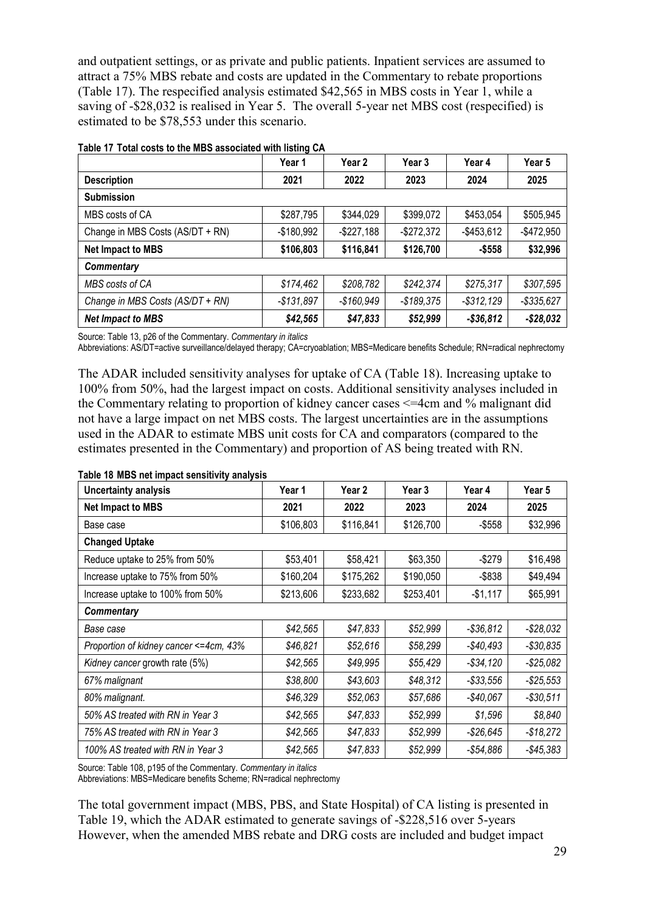and outpatient settings, or as private and public patients. Inpatient services are assumed to attract a 75% MBS rebate and costs are updated in the Commentary to rebate proportions (Table 17). The respecified analysis estimated $42,565 in MBS costs in Year 1, while a saving of -$28,032 is realised in Year 5. The overall 5-year net MBS cost (respecified) is estimated to be $78,553 under this scenario.

**Table 17 Total costs to the MBS associated with listing CA**

| | Year 1 | Year 2 | Year 3 | Year 4 | Year 5 |
|---|---|---|---|---|---|
| **Description** | **2021** | **2022** | **2023** | **2024** | **2025** |
| **Submission** | | | | | |
| MBS costs of CA | $287,795 | $344,029 | $399,072 | $453,054 | $505,945 |
| Change in MBS Costs (AS/DT + RN) | -$180,992 | -$227,188 | -$272,372 | -$453,612 | -$472,950 |
| **Net Impact to MBS** | **$106,803** | **$116,841** | **$126,700** | **-$558** | **$32,996** |
| ***Commentary*** | | | | | |
| *MBS costs of CA* | *$174,462* | *$208,782* | *$242,374* | *$275,317* | *$307,595* |
| *Change in MBS Costs (AS/DT + RN)* | *-$131,897* | *-$160,949* | *-$189,375* | *-$312,129* | *-$335,627* |
| ***Net Impact to MBS*** | ***$42,565*** | ***$47,833*** | ***$52,999*** | ***-$36,812*** | ***-$28,032*** |

Source: Table 13, p26 of the Commentary. *Commentary in italics*
Abbreviations: AS/DT=active surveillance/delayed therapy; CA=cryoablation; MBS=Medicare benefits Schedule; RN=radical nephrectomy

The ADAR included sensitivity analyses for uptake of CA (Table 18). Increasing uptake to 100% from 50%, had the largest impact on costs. Additional sensitivity analyses included in the Commentary relating to proportion of kidney cancer cases <=4cm and % malignant did not have a large impact on net MBS costs. The largest uncertainties are in the assumptions used in the ADAR to estimate MBS unit costs for CA and comparators (compared to the estimates presented in the Commentary) and proportion of AS being treated with RN.

**Table 18 MBS net impact sensitivity analysis**

| **Uncertainty analysis** | **Year 1** | **Year 2** | **Year 3** | **Year 4** | **Year 5** |
|---|---|---|---|---|---|
| **Net Impact to MBS** | **2021** | **2022** | **2023** | **2024** | **2025** |
| Base case | $106,803 | $116,841 | $126,700 | -$558 | $32,996 |
| **Changed Uptake** | | | | | |
| Reduce uptake to 25% from 50% | $53,401 | $58,421 | $63,350 | -$279 | $16,498 |
| Increase uptake to 75% from 50% | $160,204 | $175,262 | $190,050 | -$838 | $49,494 |
| Increase uptake to 100% from 50% | $213,606 | $233,682 | $253,401 | -$1,117 | $65,991 |
| ***Commentary*** | | | | | |
| *Base case* | *$42,565* | *$47,833* | *$52,999* | *-$36,812* | *-$28,032* |
| *Proportion of kidney cancer <=4cm, 43%* | *$46,821* | *$52,616* | *$58,299* | *-$40,493* | *-$30,835* |
| *Kidney cancer* growth rate (5%) | *$42,565* | *$49,995* | *$55,429* | *-$34,120* | *-$25,082* |
| *67% malignant* | *$38,800* | *$43,603* | *$48,312* | *-$33,556* | *-$25,553* |
| *80% malignant.* | *$46,329* | *$52,063* | *$57,686* | *-$40,067* | *-$30,511* |
| *50% AS treated with RN in Year 3* | *$42,565* | *$47,833* | *$52,999* | *$1,596* | *$8,840* |
| *75% AS treated with RN in Year 3* | *$42,565* | *$47,833* | *$52,999* | *-$26,645* | *-$18,272* |
| *100% AS treated with RN in Year 3* | *$42,565* | *$47,833* | *$52,999* | *-$54,886* | *-$45,383* |

Source: Table 108, p195 of the Commentary. *Commentary in italics*
Abbreviations: MBS=Medicare benefits Scheme; RN=radical nephrectomy

The total government impact (MBS, PBS, and State Hospital) of CA listing is presented in Table 19, which the ADAR estimated to generate savings of -$228,516 over 5-years However, when the amended MBS rebate and DRG costs are included and budget impact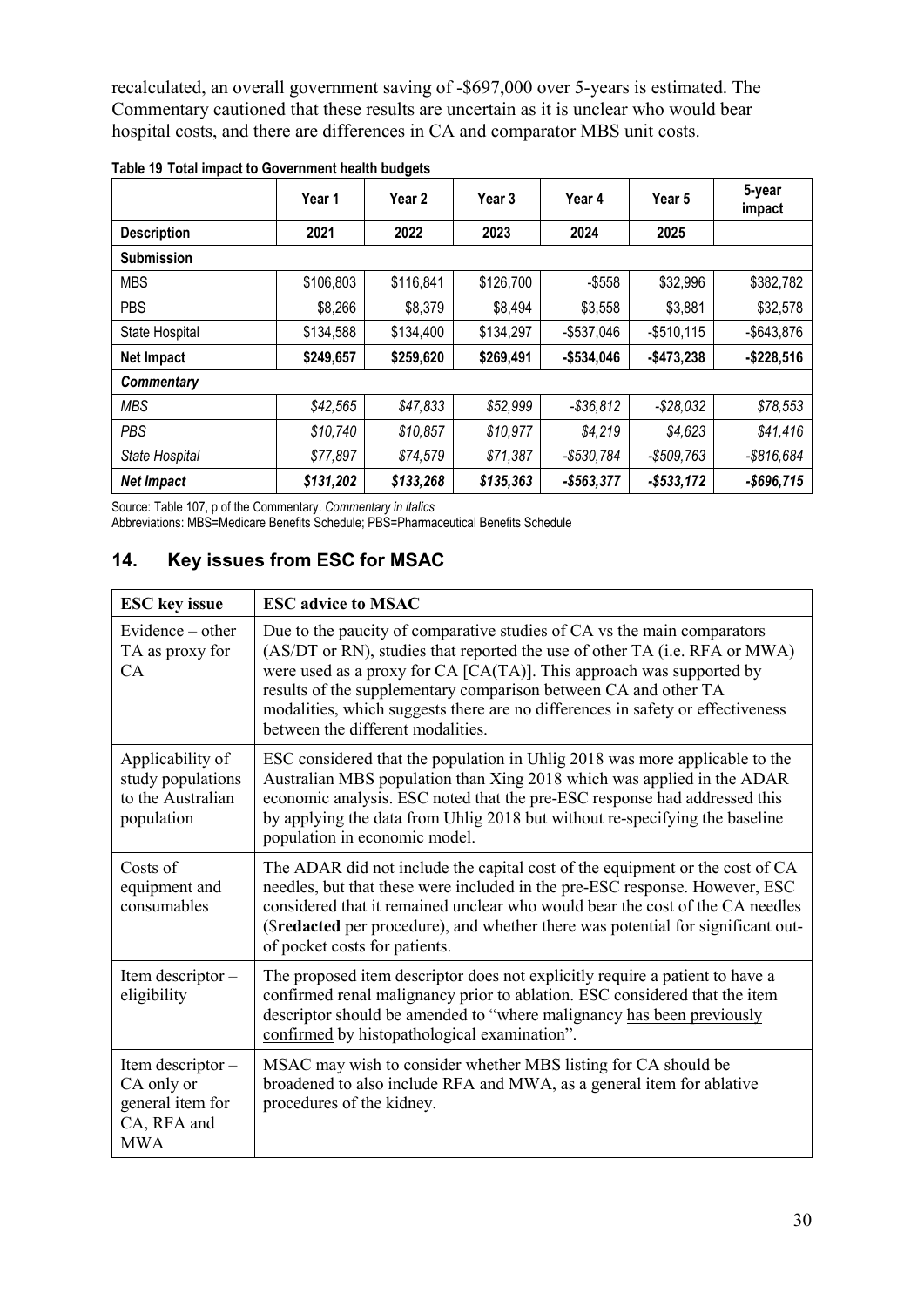recalculated, an overall government saving of -$697,000 over 5-years is estimated. The Commentary cautioned that these results are uncertain as it is unclear who would bear hospital costs, and there are differences in CA and comparator MBS unit costs.

**Table 19 Total impact to Government health budgets**

| | Year 1 | Year 2 | Year 3 | Year 4 | Year 5 | 5-year impact |
|---|---|---|---|---|---|---|
| **Description** | **2021** | **2022** | **2023** | **2024** | **2025** | |
| **Submission** | | | | | | |
| MBS | $106,803 | $116,841 | $126,700 | -$558 | $32,996 | $382,782 |
| PBS | $8,266 | $8,379 | $8,494 | $3,558 | $3,881 | $32,578 |
| State Hospital | $134,588 | $134,400 | $134,297 | -$537,046 | -$510,115 | -$643,876 |
| **Net Impact** | **$249,657** | **$259,620** | **$269,491** | **-$534,046** | **-$473,238** | **-$228,516** |
| ***Commentary*** | | | | | | |
| *MBS* | *$42,565* | *$47,833* | *$52,999* | *-$36,812* | *-$28,032* | *$78,553* |
| *PBS* | *$10,740* | *$10,857* | *$10,977* | *$4,219* | *$4,623* | *$41,416* |
| *State Hospital* | *$77,897* | *$74,579* | *$71,387* | *-$530,784* | *-$509,763* | *-$816,684* |
| ***Net Impact*** | ***$131,202*** | ***$133,268*** | ***$135,363*** | ***-$563,377*** | ***-$533,172*** | ***-$696,715*** |

Source: Table 107, p of the Commentary. *Commentary in italics*
Abbreviations: MBS=Medicare Benefits Schedule; PBS=Pharmaceutical Benefits Schedule

## 14. Key issues from ESC for MSAC

| ESC key issue | ESC advice to MSAC |
|---|---|
| Evidence – other TA as proxy for CA | Due to the paucity of comparative studies of CA vs the main comparators (AS/DT or RN), studies that reported the use of other TA (i.e. RFA or MWA) were used as a proxy for CA [CA(TA)]. This approach was supported by results of the supplementary comparison between CA and other TA modalities, which suggests there are no differences in safety or effectiveness between the different modalities. |
| Applicability of study populations to the Australian population | ESC considered that the population in Uhlig 2018 was more applicable to the Australian MBS population than Xing 2018 which was applied in the ADAR economic analysis. ESC noted that the pre-ESC response had addressed this by applying the data from Uhlig 2018 but without re-specifying the baseline population in economic model. |
| Costs of equipment and consumables | The ADAR did not include the capital cost of the equipment or the cost of CA needles, but that these were included in the pre-ESC response. However, ESC considered that it remained unclear who would bear the cost of the CA needles ($**redacted** per procedure), and whether there was potential for significant out-of pocket costs for patients. |
| Item descriptor – eligibility | The proposed item descriptor does not explicitly require a patient to have a confirmed renal malignancy prior to ablation. ESC considered that the item descriptor should be amended to "where malignancy has been previously confirmed by histopathological examination". |
| Item descriptor – CA only or general item for CA, RFA and MWA | MSAC may wish to consider whether MBS listing for CA should be broadened to also include RFA and MWA, as a general item for ablative procedures of the kidney. |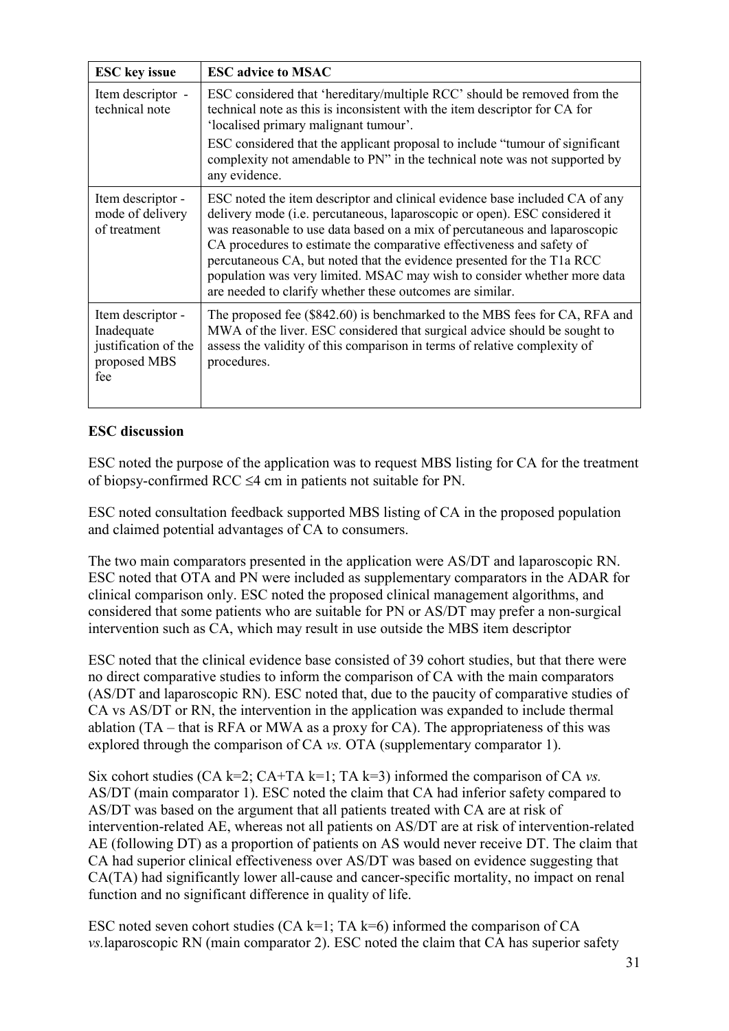| ESC key issue | ESC advice to MSAC |
|---|---|
| Item descriptor - technical note | ESC considered that 'hereditary/multiple RCC' should be removed from the technical note as this is inconsistent with the item descriptor for CA for 'localised primary malignant tumour'.<br>ESC considered that the applicant proposal to include "tumour of significant complexity not amendable to PN" in the technical note was not supported by any evidence. |
| Item descriptor - mode of delivery of treatment | ESC noted the item descriptor and clinical evidence base included CA of any delivery mode (i.e. percutaneous, laparoscopic or open). ESC considered it was reasonable to use data based on a mix of percutaneous and laparoscopic CA procedures to estimate the comparative effectiveness and safety of percutaneous CA, but noted that the evidence presented for the T1a RCC population was very limited. MSAC may wish to consider whether more data are needed to clarify whether these outcomes are similar. |
| Item descriptor - Inadequate justification of the proposed MBS fee | The proposed fee ($842.60) is benchmarked to the MBS fees for CA, RFA and MWA of the liver. ESC considered that surgical advice should be sought to assess the validity of this comparison in terms of relative complexity of procedures. |

**ESC discussion**

ESC noted the purpose of the application was to request MBS listing for CA for the treatment of biopsy-confirmed RCC ≤4 cm in patients not suitable for PN.

ESC noted consultation feedback supported MBS listing of CA in the proposed population and claimed potential advantages of CA to consumers.

The two main comparators presented in the application were AS/DT and laparoscopic RN. ESC noted that OTA and PN were included as supplementary comparators in the ADAR for clinical comparison only. ESC noted the proposed clinical management algorithms, and considered that some patients who are suitable for PN or AS/DT may prefer a non-surgical intervention such as CA, which may result in use outside the MBS item descriptor

ESC noted that the clinical evidence base consisted of 39 cohort studies, but that there were no direct comparative studies to inform the comparison of CA with the main comparators (AS/DT and laparoscopic RN). ESC noted that, due to the paucity of comparative studies of CA vs AS/DT or RN, the intervention in the application was expanded to include thermal ablation (TA – that is RFA or MWA as a proxy for CA). The appropriateness of this was explored through the comparison of CA *vs.* OTA (supplementary comparator 1).

Six cohort studies (CA k=2; CA+TA k=1; TA k=3) informed the comparison of CA *vs.* AS/DT (main comparator 1). ESC noted the claim that CA had inferior safety compared to AS/DT was based on the argument that all patients treated with CA are at risk of intervention-related AE, whereas not all patients on AS/DT are at risk of intervention-related AE (following DT) as a proportion of patients on AS would never receive DT. The claim that CA had superior clinical effectiveness over AS/DT was based on evidence suggesting that CA(TA) had significantly lower all-cause and cancer-specific mortality, no impact on renal function and no significant difference in quality of life.

ESC noted seven cohort studies (CA k=1; TA k=6) informed the comparison of CA *vs.*laparoscopic RN (main comparator 2). ESC noted the claim that CA has superior safety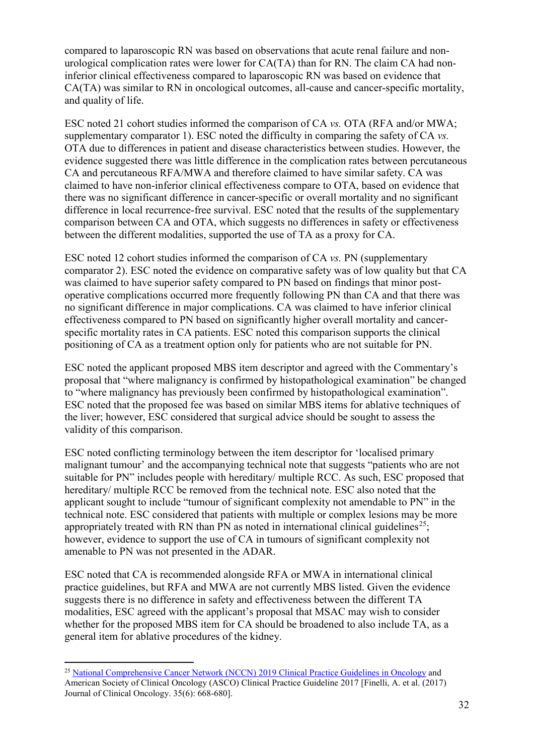compared to laparoscopic RN was based on observations that acute renal failure and non-urological complication rates were lower for CA(TA) than for RN. The claim CA had non-inferior clinical effectiveness compared to laparoscopic RN was based on evidence that CA(TA) was similar to RN in oncological outcomes, all-cause and cancer-specific mortality, and quality of life.

ESC noted 21 cohort studies informed the comparison of CA *vs.* OTA (RFA and/or MWA; supplementary comparator 1). ESC noted the difficulty in comparing the safety of CA *vs.* OTA due to differences in patient and disease characteristics between studies. However, the evidence suggested there was little difference in the complication rates between percutaneous CA and percutaneous RFA/MWA and therefore claimed to have similar safety. CA was claimed to have non-inferior clinical effectiveness compare to OTA, based on evidence that there was no significant difference in cancer-specific or overall mortality and no significant difference in local recurrence-free survival. ESC noted that the results of the supplementary comparison between CA and OTA, which suggests no differences in safety or effectiveness between the different modalities, supported the use of TA as a proxy for CA.

ESC noted 12 cohort studies informed the comparison of CA *vs.* PN (supplementary comparator 2). ESC noted the evidence on comparative safety was of low quality but that CA was claimed to have superior safety compared to PN based on findings that minor post-operative complications occurred more frequently following PN than CA and that there was no significant difference in major complications. CA was claimed to have inferior clinical effectiveness compared to PN based on significantly higher overall mortality and cancer-specific mortality rates in CA patients. ESC noted this comparison supports the clinical positioning of CA as a treatment option only for patients who are not suitable for PN.

ESC noted the applicant proposed MBS item descriptor and agreed with the Commentary's proposal that "where malignancy is confirmed by histopathological examination" be changed to "where malignancy has previously been confirmed by histopathological examination". ESC noted that the proposed fee was based on similar MBS items for ablative techniques of the liver; however, ESC considered that surgical advice should be sought to assess the validity of this comparison.

ESC noted conflicting terminology between the item descriptor for 'localised primary malignant tumour' and the accompanying technical note that suggests "patients who are not suitable for PN" includes people with hereditary/ multiple RCC. As such, ESC proposed that hereditary/ multiple RCC be removed from the technical note. ESC also noted that the applicant sought to include "tumour of significant complexity not amendable to PN" in the technical note. ESC considered that patients with multiple or complex lesions may be more appropriately treated with RN than PN as noted in international clinical guidelines[25]; however, evidence to support the use of CA in tumours of significant complexity not amenable to PN was not presented in the ADAR.

ESC noted that CA is recommended alongside RFA or MWA in international clinical practice guidelines, but RFA and MWA are not currently MBS listed. Given the evidence suggests there is no difference in safety and effectiveness between the different TA modalities, ESC agreed with the applicant's proposal that MSAC may wish to consider whether for the proposed MBS item for CA should be broadened to also include TA, as a general item for ablative procedures of the kidney.

---

[25] National Comprehensive Cancer Network (NCCN) 2019 Clinical Practice Guidelines in Oncology and American Society of Clinical Oncology (ASCO) Clinical Practice Guideline 2017 [Finelli, A. et al. (2017) Journal of Clinical Oncology. 35(6): 668-680].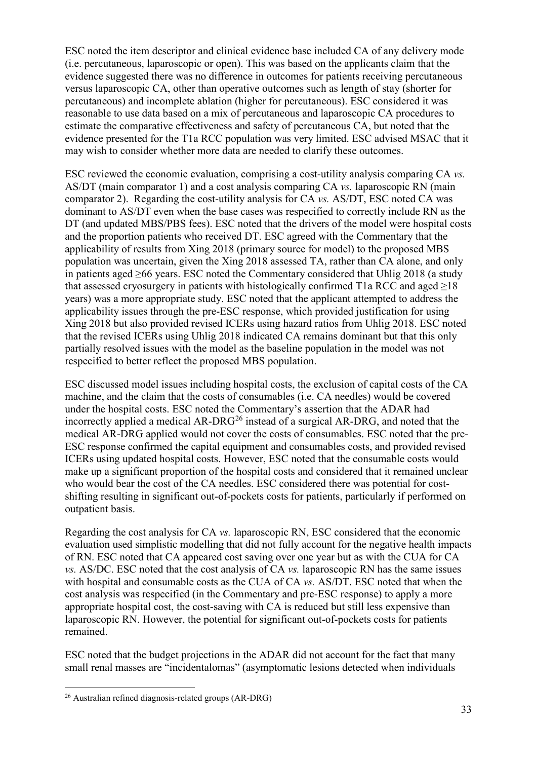ESC noted the item descriptor and clinical evidence base included CA of any delivery mode (i.e. percutaneous, laparoscopic or open). This was based on the applicants claim that the evidence suggested there was no difference in outcomes for patients receiving percutaneous versus laparoscopic CA, other than operative outcomes such as length of stay (shorter for percutaneous) and incomplete ablation (higher for percutaneous). ESC considered it was reasonable to use data based on a mix of percutaneous and laparoscopic CA procedures to estimate the comparative effectiveness and safety of percutaneous CA, but noted that the evidence presented for the T1a RCC population was very limited. ESC advised MSAC that it may wish to consider whether more data are needed to clarify these outcomes.

ESC reviewed the economic evaluation, comprising a cost-utility analysis comparing CA *vs.* AS/DT (main comparator 1) and a cost analysis comparing CA *vs.* laparoscopic RN (main comparator 2). Regarding the cost-utility analysis for CA *vs.* AS/DT, ESC noted CA was dominant to AS/DT even when the base cases was respecified to correctly include RN as the DT (and updated MBS/PBS fees). ESC noted that the drivers of the model were hospital costs and the proportion patients who received DT. ESC agreed with the Commentary that the applicability of results from Xing 2018 (primary source for model) to the proposed MBS population was uncertain, given the Xing 2018 assessed TA, rather than CA alone, and only in patients aged ≥66 years. ESC noted the Commentary considered that Uhlig 2018 (a study that assessed cryosurgery in patients with histologically confirmed T1a RCC and aged ≥18 years) was a more appropriate study. ESC noted that the applicant attempted to address the applicability issues through the pre-ESC response, which provided justification for using Xing 2018 but also provided revised ICERs using hazard ratios from Uhlig 2018. ESC noted that the revised ICERs using Uhlig 2018 indicated CA remains dominant but that this only partially resolved issues with the model as the baseline population in the model was not respecified to better reflect the proposed MBS population.

ESC discussed model issues including hospital costs, the exclusion of capital costs of the CA machine, and the claim that the costs of consumables (i.e. CA needles) would be covered under the hospital costs. ESC noted the Commentary's assertion that the ADAR had incorrectly applied a medical AR-DRG[26] instead of a surgical AR-DRG, and noted that the medical AR-DRG applied would not cover the costs of consumables. ESC noted that the pre-ESC response confirmed the capital equipment and consumables costs, and provided revised ICERs using updated hospital costs. However, ESC noted that the consumable costs would make up a significant proportion of the hospital costs and considered that it remained unclear who would bear the cost of the CA needles. ESC considered there was potential for cost-shifting resulting in significant out-of-pockets costs for patients, particularly if performed on outpatient basis.

Regarding the cost analysis for CA *vs.* laparoscopic RN, ESC considered that the economic evaluation used simplistic modelling that did not fully account for the negative health impacts of RN. ESC noted that CA appeared cost saving over one year but as with the CUA for CA *vs.* AS/DC. ESC noted that the cost analysis of CA *vs.* laparoscopic RN has the same issues with hospital and consumable costs as the CUA of CA *vs.* AS/DT. ESC noted that when the cost analysis was respecified (in the Commentary and pre-ESC response) to apply a more appropriate hospital cost, the cost-saving with CA is reduced but still less expensive than laparoscopic RN. However, the potential for significant out-of-pockets costs for patients remained.

ESC noted that the budget projections in the ADAR did not account for the fact that many small renal masses are "incidentalomas" (asymptomatic lesions detected when individuals

[26] Australian refined diagnosis-related groups (AR-DRG)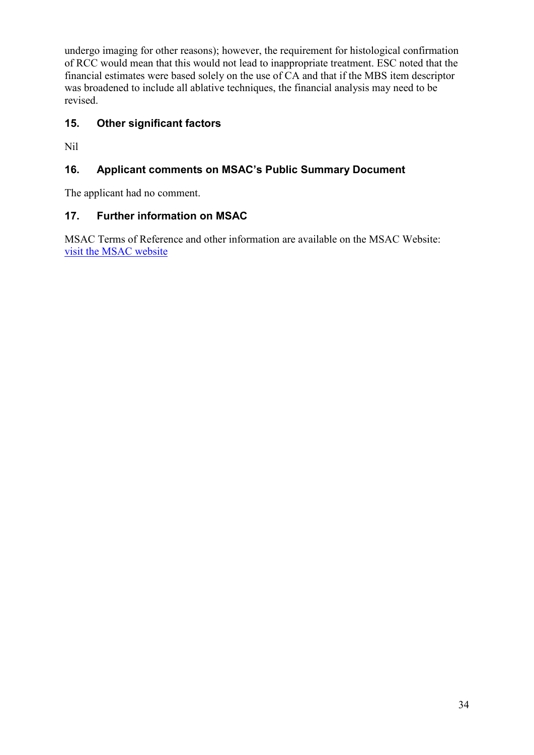undergo imaging for other reasons); however, the requirement for histological confirmation of RCC would mean that this would not lead to inappropriate treatment. ESC noted that the financial estimates were based solely on the use of CA and that if the MBS item descriptor was broadened to include all ablative techniques, the financial analysis may need to be revised.

## 15. Other significant factors

Nil

## 16. Applicant comments on MSAC's Public Summary Document

The applicant had no comment.

## 17. Further information on MSAC

MSAC Terms of Reference and other information are available on the MSAC Website: [visit the MSAC website]